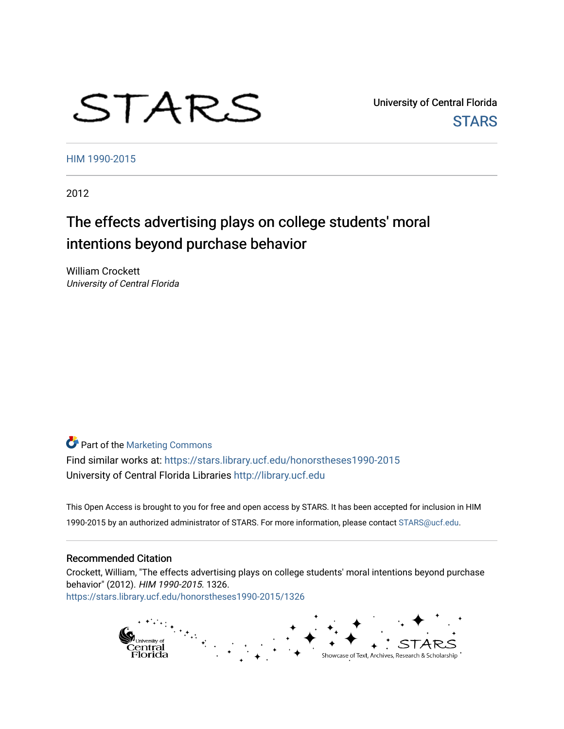STARS

University of Central Florida

STARS

HIM 1990-2015

2012

# The effects advertising plays on college students' moral intentions beyond purchase behavior

William Crockett
*University of Central Florida*

Part of the Marketing Commons

Find similar works at: https://stars.library.ucf.edu/honorstheses1990-2015

University of Central Florida Libraries http://library.ucf.edu

This Open Access is brought to you for free and open access by STARS. It has been accepted for inclusion in HIM 1990-2015 by an authorized administrator of STARS. For more information, please contact STARS@ucf.edu.

## Recommended Citation

Crockett, William, "The effects advertising plays on college students' moral intentions beyond purchase behavior" (2012). *HIM 1990-2015*. 1326.
https://stars.library.ucf.edu/honorstheses1990-2015/1326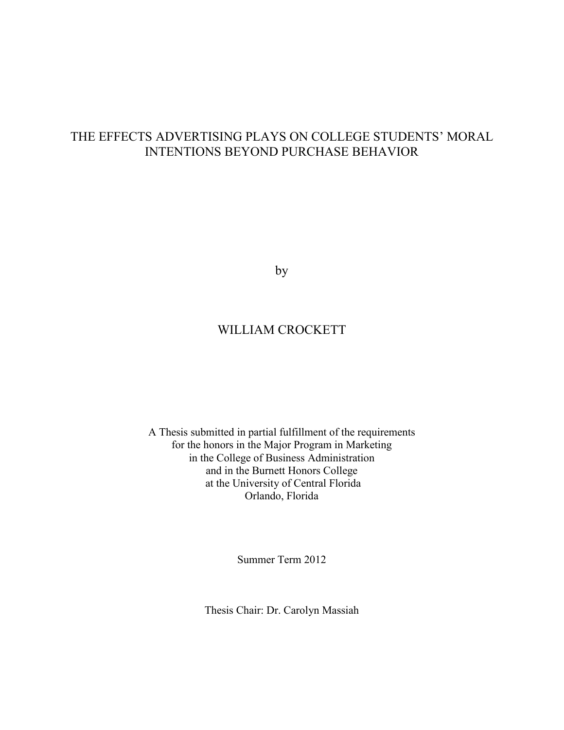# THE EFFECTS ADVERTISING PLAYS ON COLLEGE STUDENTS' MORAL INTENTIONS BEYOND PURCHASE BEHAVIOR

by

WILLIAM CROCKETT

A Thesis submitted in partial fulfillment of the requirements
for the honors in the Major Program in Marketing
in the College of Business Administration
and in the Burnett Honors College
at the University of Central Florida
Orlando, Florida

Summer Term 2012

Thesis Chair: Dr. Carolyn Massiah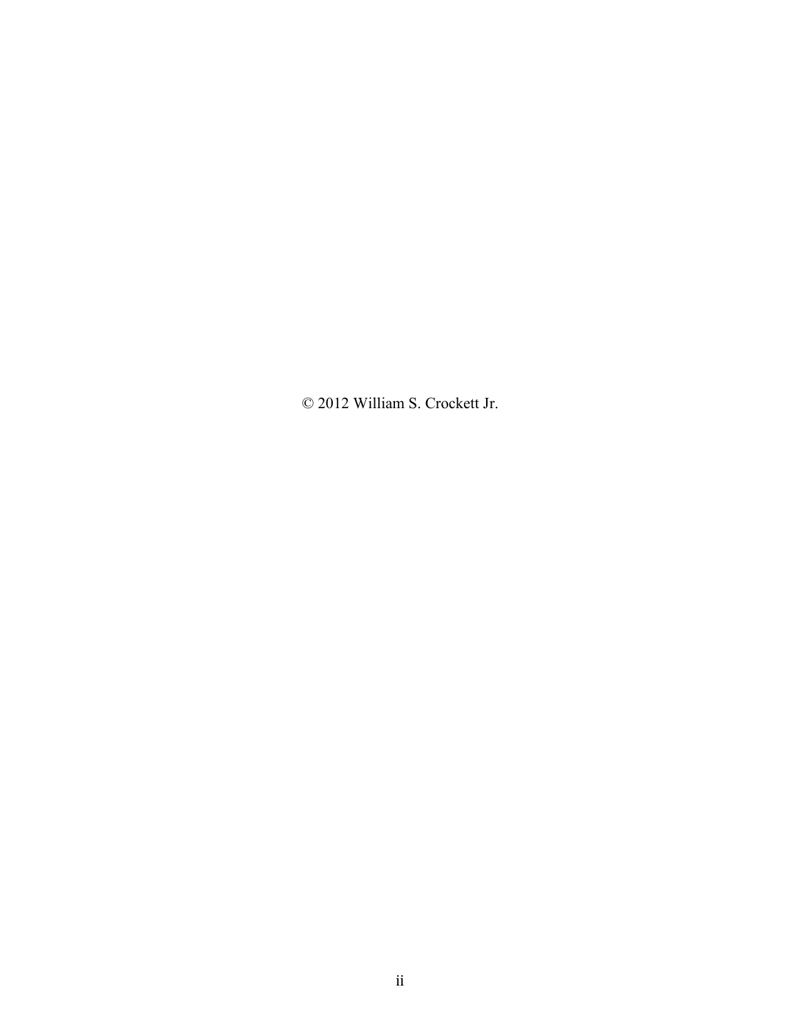© 2012 William S. Crockett Jr.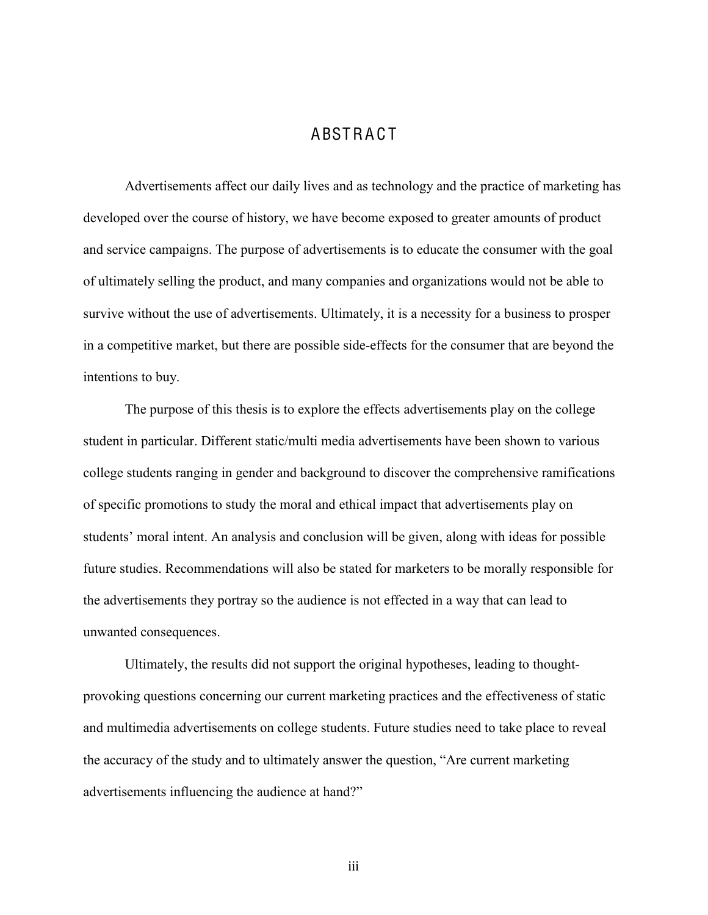# ABSTRACT

Advertisements affect our daily lives and as technology and the practice of marketing has developed over the course of history, we have become exposed to greater amounts of product and service campaigns. The purpose of advertisements is to educate the consumer with the goal of ultimately selling the product, and many companies and organizations would not be able to survive without the use of advertisements. Ultimately, it is a necessity for a business to prosper in a competitive market, but there are possible side-effects for the consumer that are beyond the intentions to buy.

The purpose of this thesis is to explore the effects advertisements play on the college student in particular. Different static/multi media advertisements have been shown to various college students ranging in gender and background to discover the comprehensive ramifications of specific promotions to study the moral and ethical impact that advertisements play on students' moral intent. An analysis and conclusion will be given, along with ideas for possible future studies. Recommendations will also be stated for marketers to be morally responsible for the advertisements they portray so the audience is not effected in a way that can lead to unwanted consequences.

Ultimately, the results did not support the original hypotheses, leading to thought-provoking questions concerning our current marketing practices and the effectiveness of static and multimedia advertisements on college students. Future studies need to take place to reveal the accuracy of the study and to ultimately answer the question, "Are current marketing advertisements influencing the audience at hand?"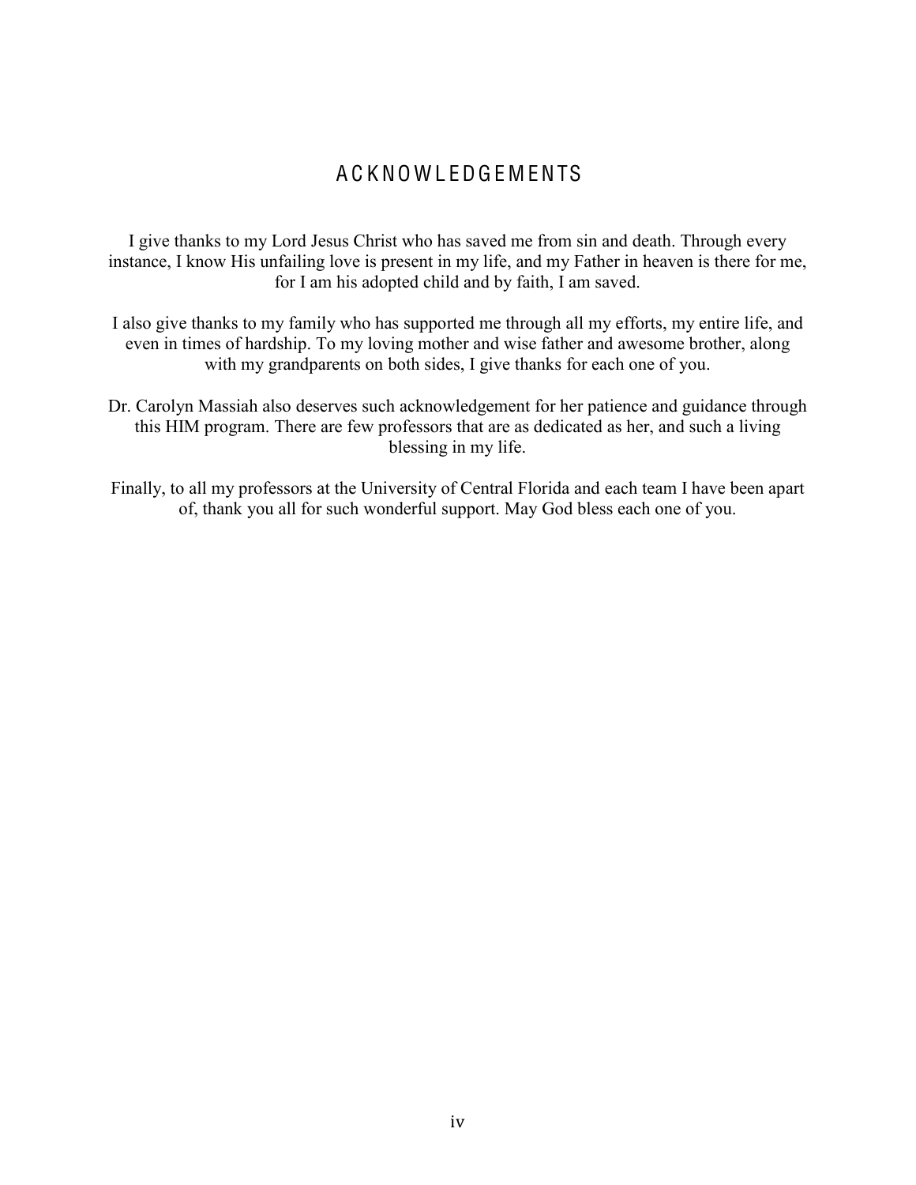# ACKNOWLEDGEMENTS

I give thanks to my Lord Jesus Christ who has saved me from sin and death. Through every instance, I know His unfailing love is present in my life, and my Father in heaven is there for me, for I am his adopted child and by faith, I am saved.

I also give thanks to my family who has supported me through all my efforts, my entire life, and even in times of hardship. To my loving mother and wise father and awesome brother, along with my grandparents on both sides, I give thanks for each one of you.

Dr. Carolyn Massiah also deserves such acknowledgement for her patience and guidance through this HIM program. There are few professors that are as dedicated as her, and such a living blessing in my life.

Finally, to all my professors at the University of Central Florida and each team I have been apart of, thank you all for such wonderful support. May God bless each one of you.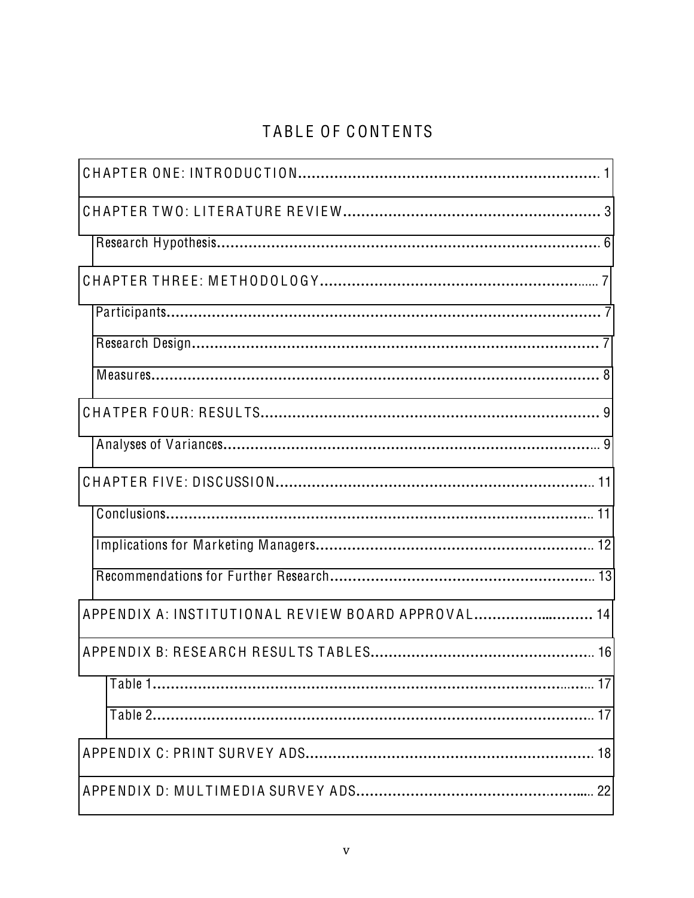# TABLE OF CONTENTS

CHAPTER ONE: INTRODUCTION .................................................................. 1

CHAPTER TWO: LITERATURE REVIEW ........................................................ 3

- Research Hypothesis ................................................................................. 6

CHAPTER THREE: METHODOLOGY ............................................................... 7

- Participants ............................................................................................... 7
- Research Design ........................................................................................ 7
- Measures ................................................................................................... 8

CHATPER FOUR: RESULTS ........................................................................... 9

- Analyses of Variances ................................................................................ 9

CHAPTER FIVE: DISCUSSION ....................................................................... 11

- Conclusions ............................................................................................... 11
- Implications for Marketing Managers ......................................................... 12
- Recommendations for Further Research .................................................... 13

APPENDIX A: INSTITUTIONAL REVIEW BOARD APPROVAL ........................... 14

APPENDIX B: RESEARCH RESULTS TABLES .................................................. 16

- Table 1 ...................................................................................................... 17
- Table 2 ...................................................................................................... 17

APPENDIX C: PRINT SURVEY ADS ................................................................ 18

APPENDIX D: MULTIMEDIA SURVEY ADS ..................................................... 22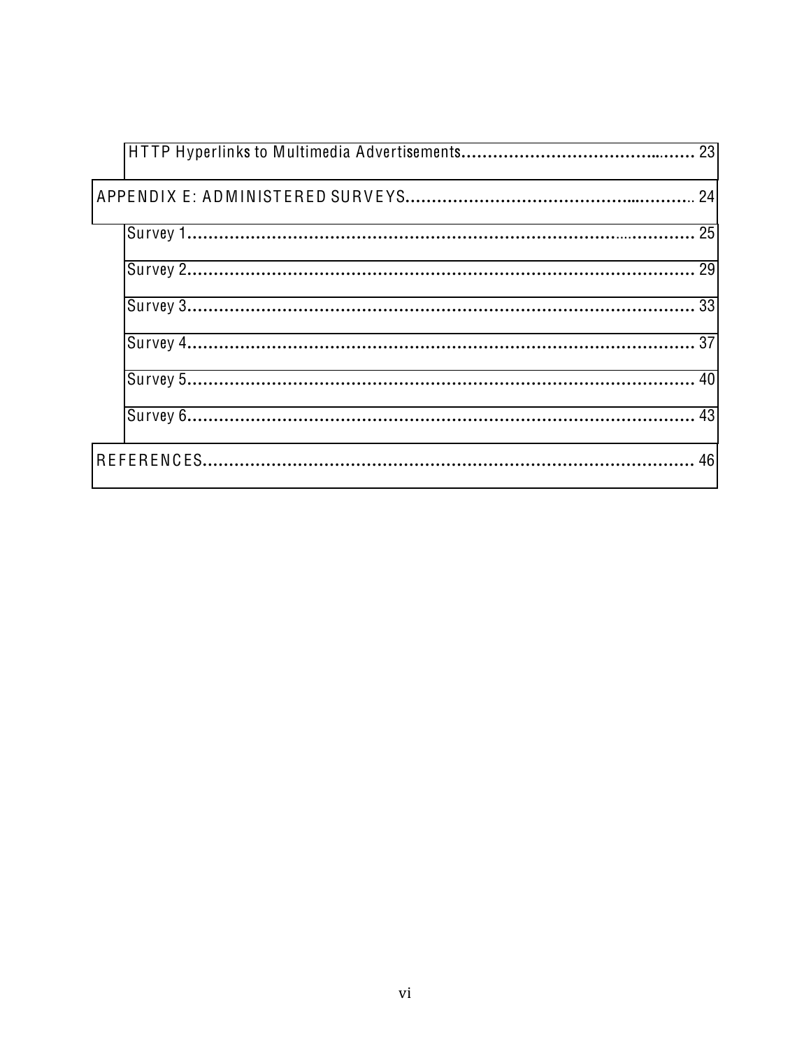HTTP Hyperlinks to Multimedia Advertisements.......................................... 23

APPENDIX E: ADMINISTERED SURVEYS............................................... 24

Survey 1.................................................................................................. 25

Survey 2.................................................................................................. 29

Survey 3.................................................................................................. 33

Survey 4.................................................................................................. 37

Survey 5.................................................................................................. 40

Survey 6.................................................................................................. 43

REFERENCES............................................................................................ 46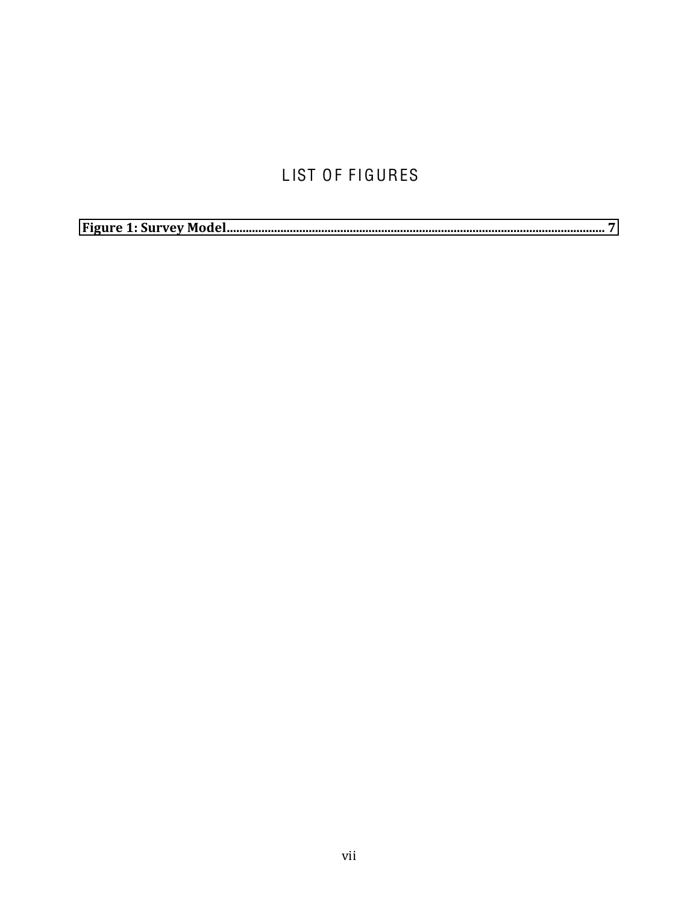# LIST OF FIGURES

**Figure 1: Survey Model.......................................................................................................................... 7**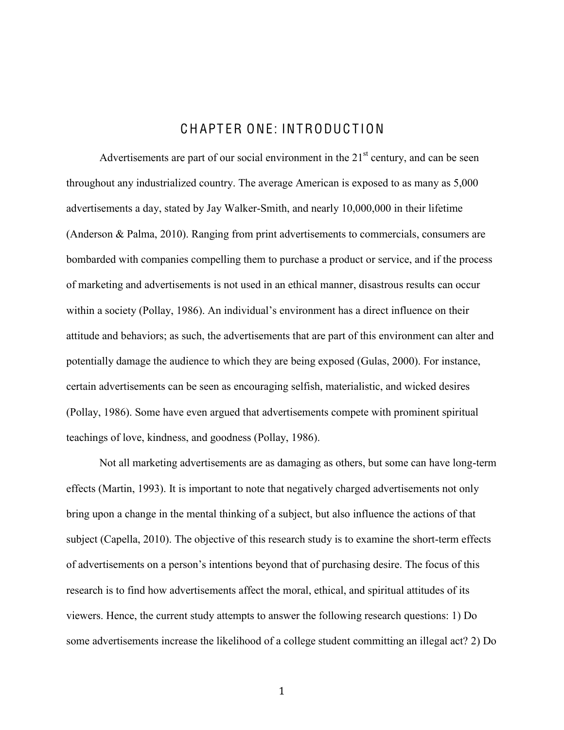# CHAPTER ONE: INTRODUCTION

Advertisements are part of our social environment in the 21st century, and can be seen throughout any industrialized country. The average American is exposed to as many as 5,000 advertisements a day, stated by Jay Walker-Smith, and nearly 10,000,000 in their lifetime (Anderson & Palma, 2010). Ranging from print advertisements to commercials, consumers are bombarded with companies compelling them to purchase a product or service, and if the process of marketing and advertisements is not used in an ethical manner, disastrous results can occur within a society (Pollay, 1986). An individual's environment has a direct influence on their attitude and behaviors; as such, the advertisements that are part of this environment can alter and potentially damage the audience to which they are being exposed (Gulas, 2000). For instance, certain advertisements can be seen as encouraging selfish, materialistic, and wicked desires (Pollay, 1986). Some have even argued that advertisements compete with prominent spiritual teachings of love, kindness, and goodness (Pollay, 1986).

Not all marketing advertisements are as damaging as others, but some can have long-term effects (Martin, 1993). It is important to note that negatively charged advertisements not only bring upon a change in the mental thinking of a subject, but also influence the actions of that subject (Capella, 2010). The objective of this research study is to examine the short-term effects of advertisements on a person's intentions beyond that of purchasing desire. The focus of this research is to find how advertisements affect the moral, ethical, and spiritual attitudes of its viewers. Hence, the current study attempts to answer the following research questions: 1) Do some advertisements increase the likelihood of a college student committing an illegal act? 2) Do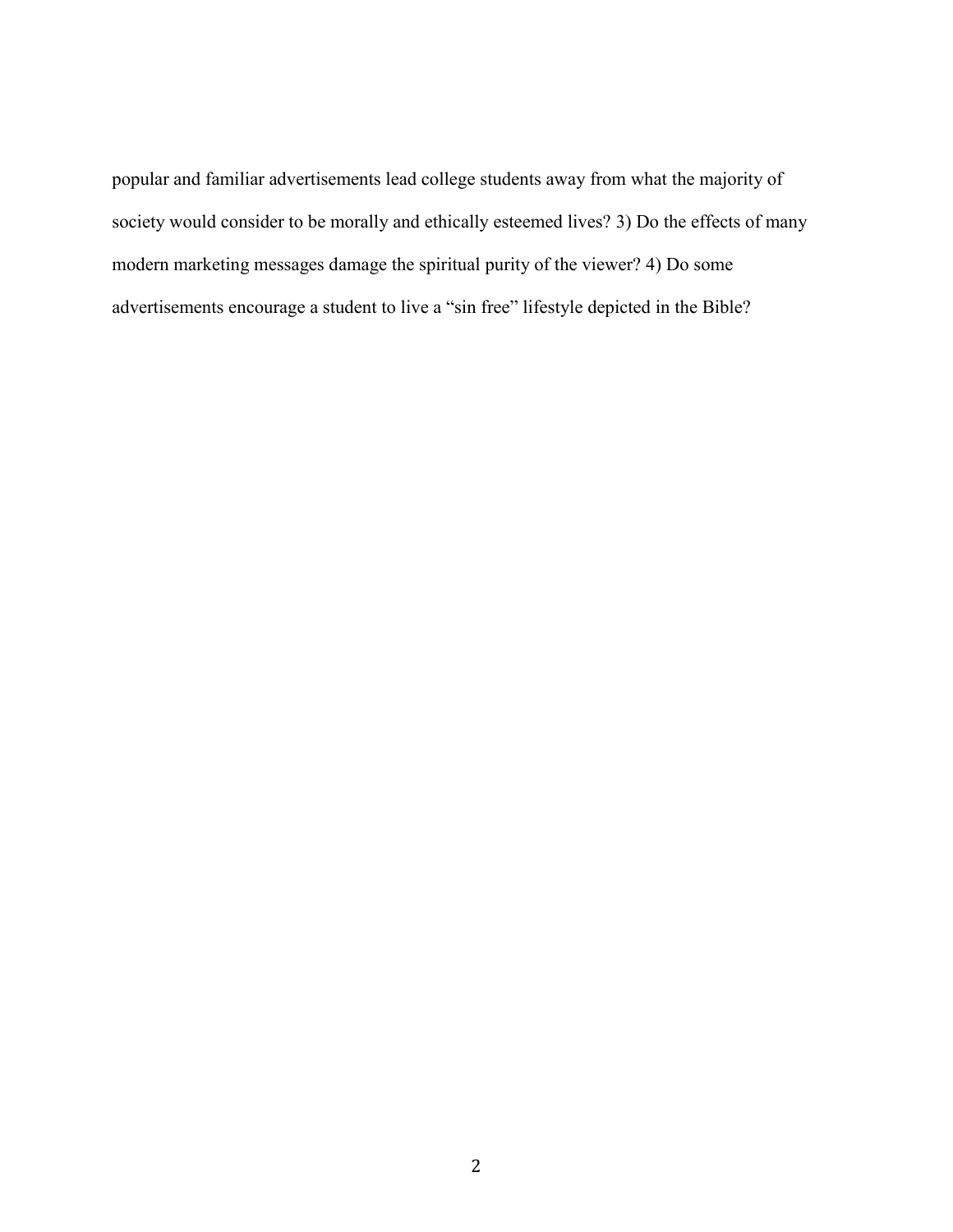popular and familiar advertisements lead college students away from what the majority of society would consider to be morally and ethically esteemed lives? 3) Do the effects of many modern marketing messages damage the spiritual purity of the viewer? 4) Do some advertisements encourage a student to live a "sin free" lifestyle depicted in the Bible?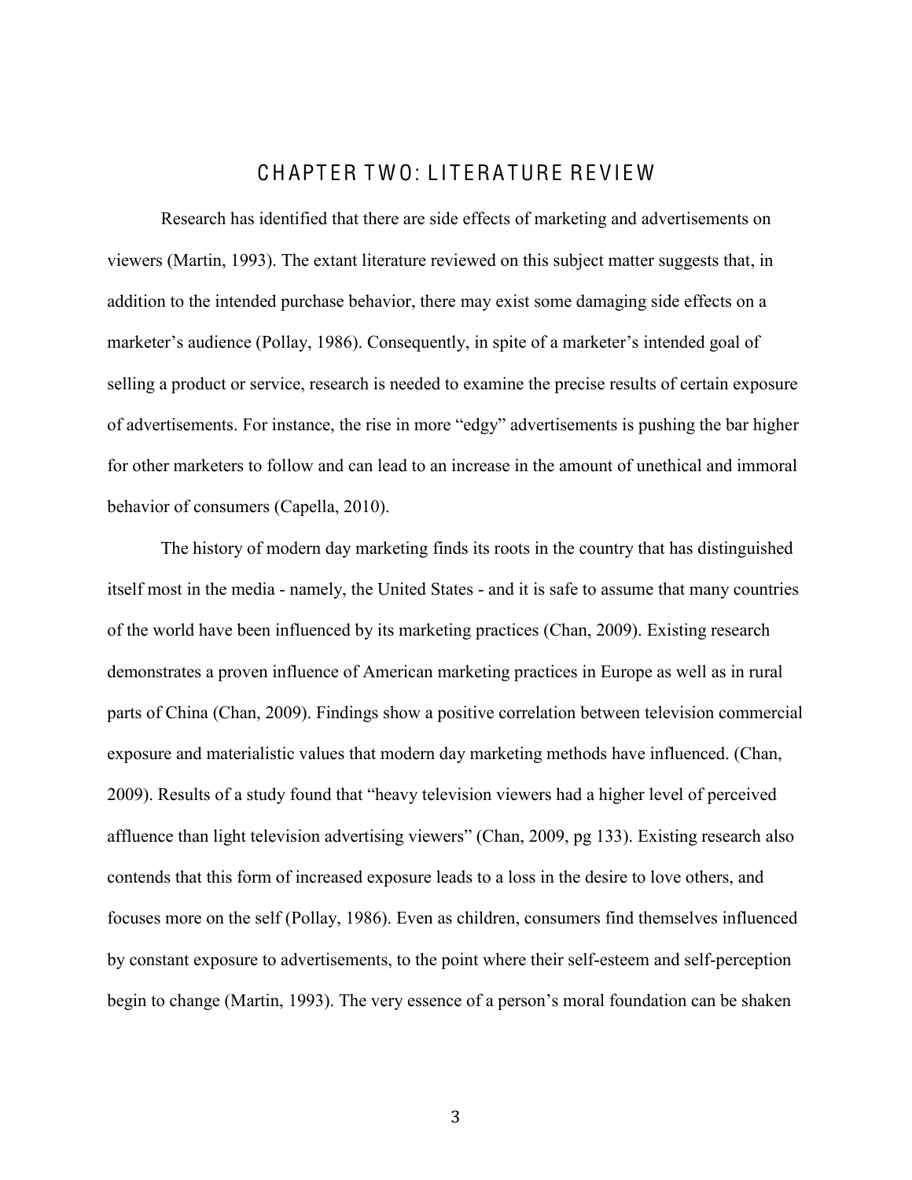# CHAPTER TWO: LITERATURE REVIEW

Research has identified that there are side effects of marketing and advertisements on viewers (Martin, 1993). The extant literature reviewed on this subject matter suggests that, in addition to the intended purchase behavior, there may exist some damaging side effects on a marketer's audience (Pollay, 1986). Consequently, in spite of a marketer's intended goal of selling a product or service, research is needed to examine the precise results of certain exposure of advertisements. For instance, the rise in more "edgy" advertisements is pushing the bar higher for other marketers to follow and can lead to an increase in the amount of unethical and immoral behavior of consumers (Capella, 2010).

The history of modern day marketing finds its roots in the country that has distinguished itself most in the media - namely, the United States - and it is safe to assume that many countries of the world have been influenced by its marketing practices (Chan, 2009). Existing research demonstrates a proven influence of American marketing practices in Europe as well as in rural parts of China (Chan, 2009). Findings show a positive correlation between television commercial exposure and materialistic values that modern day marketing methods have influenced. (Chan, 2009). Results of a study found that "heavy television viewers had a higher level of perceived affluence than light television advertising viewers" (Chan, 2009, pg 133). Existing research also contends that this form of increased exposure leads to a loss in the desire to love others, and focuses more on the self (Pollay, 1986). Even as children, consumers find themselves influenced by constant exposure to advertisements, to the point where their self-esteem and self-perception begin to change (Martin, 1993). The very essence of a person's moral foundation can be shaken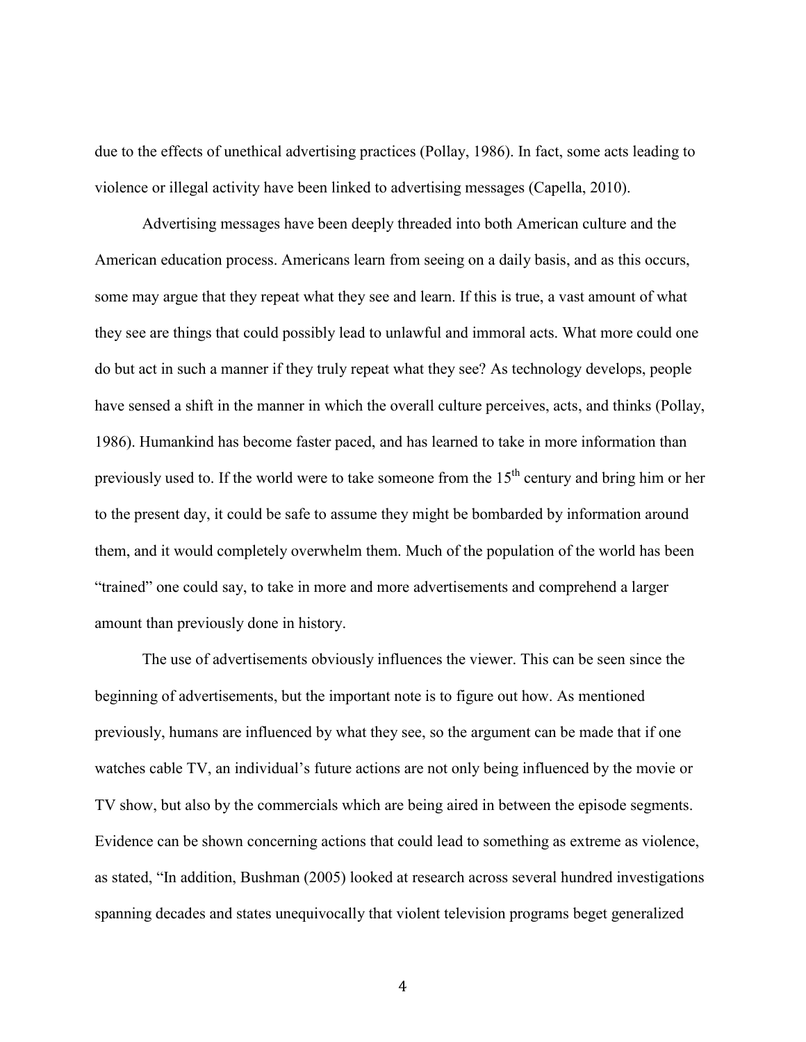due to the effects of unethical advertising practices (Pollay, 1986). In fact, some acts leading to violence or illegal activity have been linked to advertising messages (Capella, 2010).

Advertising messages have been deeply threaded into both American culture and the American education process. Americans learn from seeing on a daily basis, and as this occurs, some may argue that they repeat what they see and learn. If this is true, a vast amount of what they see are things that could possibly lead to unlawful and immoral acts. What more could one do but act in such a manner if they truly repeat what they see? As technology develops, people have sensed a shift in the manner in which the overall culture perceives, acts, and thinks (Pollay, 1986). Humankind has become faster paced, and has learned to take in more information than previously used to. If the world were to take someone from the 15th century and bring him or her to the present day, it could be safe to assume they might be bombarded by information around them, and it would completely overwhelm them. Much of the population of the world has been "trained" one could say, to take in more and more advertisements and comprehend a larger amount than previously done in history.

The use of advertisements obviously influences the viewer. This can be seen since the beginning of advertisements, but the important note is to figure out how. As mentioned previously, humans are influenced by what they see, so the argument can be made that if one watches cable TV, an individual's future actions are not only being influenced by the movie or TV show, but also by the commercials which are being aired in between the episode segments. Evidence can be shown concerning actions that could lead to something as extreme as violence, as stated, "In addition, Bushman (2005) looked at research across several hundred investigations spanning decades and states unequivocally that violent television programs beget generalized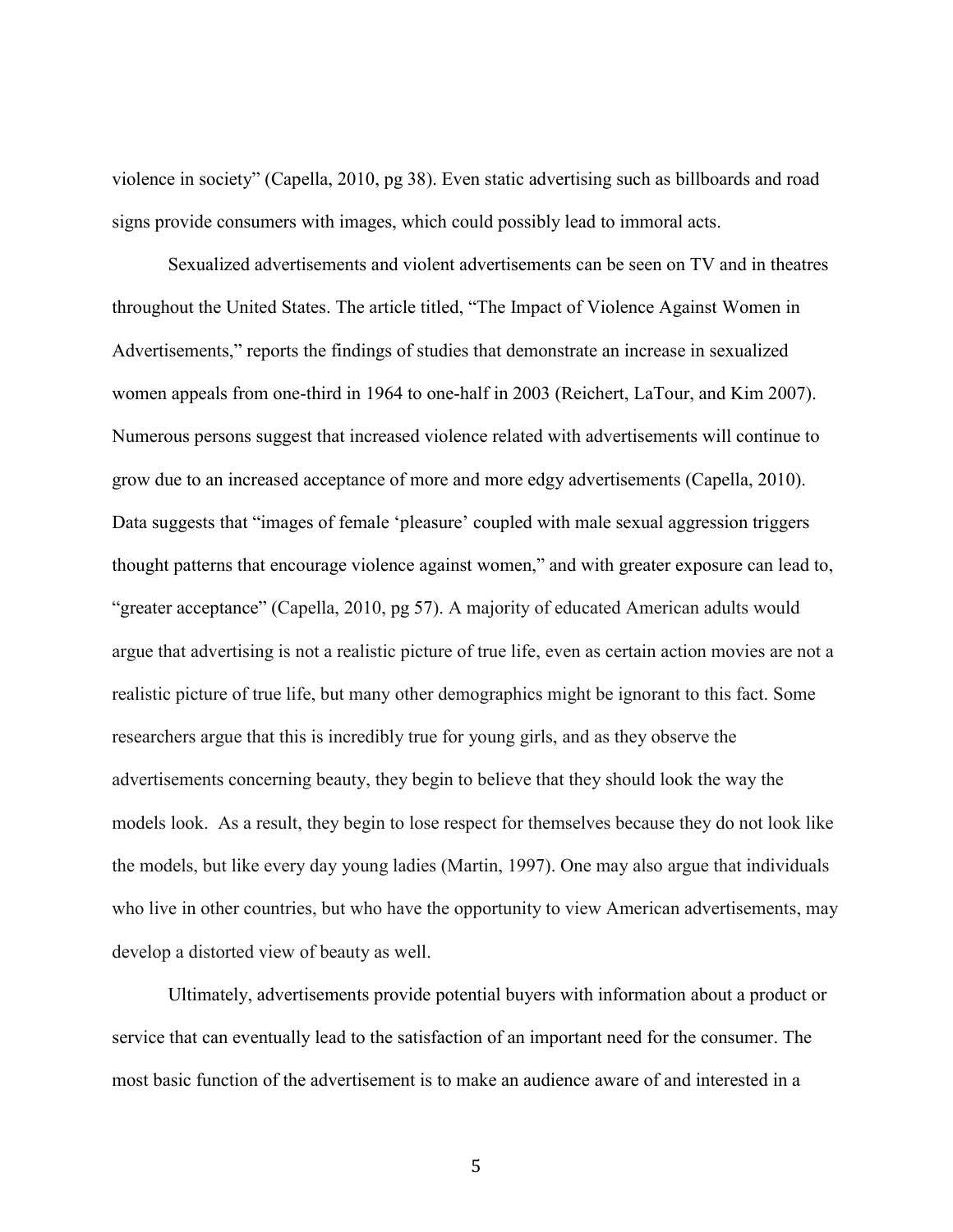violence in society" (Capella, 2010, pg 38). Even static advertising such as billboards and road signs provide consumers with images, which could possibly lead to immoral acts.

Sexualized advertisements and violent advertisements can be seen on TV and in theatres throughout the United States. The article titled, "The Impact of Violence Against Women in Advertisements," reports the findings of studies that demonstrate an increase in sexualized women appeals from one-third in 1964 to one-half in 2003 (Reichert, LaTour, and Kim 2007). Numerous persons suggest that increased violence related with advertisements will continue to grow due to an increased acceptance of more and more edgy advertisements (Capella, 2010). Data suggests that "images of female 'pleasure' coupled with male sexual aggression triggers thought patterns that encourage violence against women," and with greater exposure can lead to, "greater acceptance" (Capella, 2010, pg 57). A majority of educated American adults would argue that advertising is not a realistic picture of true life, even as certain action movies are not a realistic picture of true life, but many other demographics might be ignorant to this fact. Some researchers argue that this is incredibly true for young girls, and as they observe the advertisements concerning beauty, they begin to believe that they should look the way the models look. As a result, they begin to lose respect for themselves because they do not look like the models, but like every day young ladies (Martin, 1997). One may also argue that individuals who live in other countries, but who have the opportunity to view American advertisements, may develop a distorted view of beauty as well.

Ultimately, advertisements provide potential buyers with information about a product or service that can eventually lead to the satisfaction of an important need for the consumer. The most basic function of the advertisement is to make an audience aware of and interested in a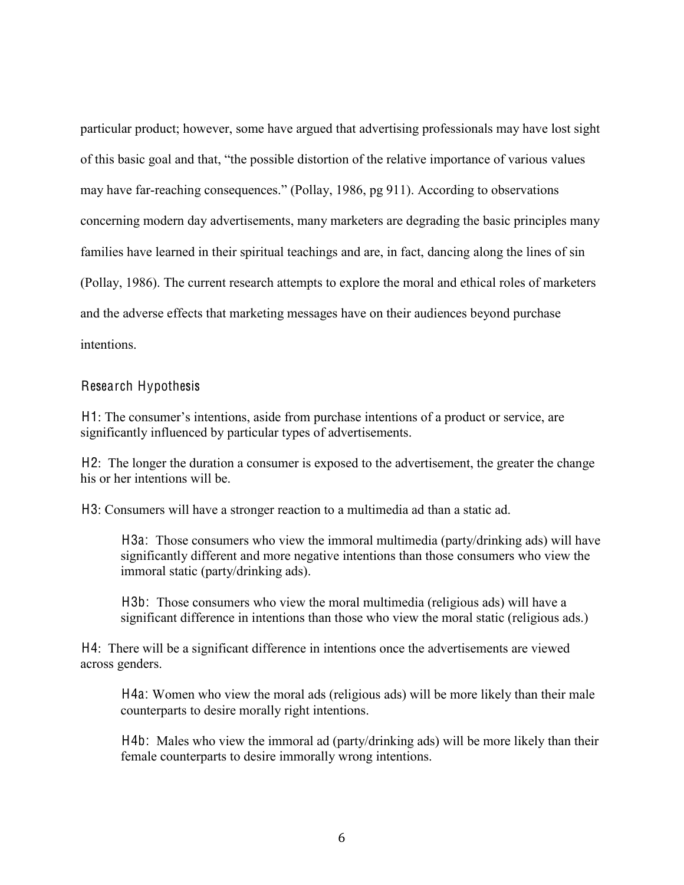particular product; however, some have argued that advertising professionals may have lost sight of this basic goal and that, "the possible distortion of the relative importance of various values may have far-reaching consequences." (Pollay, 1986, pg 911). According to observations concerning modern day advertisements, many marketers are degrading the basic principles many families have learned in their spiritual teachings and are, in fact, dancing along the lines of sin (Pollay, 1986). The current research attempts to explore the moral and ethical roles of marketers and the adverse effects that marketing messages have on their audiences beyond purchase intentions.

### Research Hypothesis

H1: The consumer's intentions, aside from purchase intentions of a product or service, are significantly influenced by particular types of advertisements.

H2: The longer the duration a consumer is exposed to the advertisement, the greater the change his or her intentions will be.

H3: Consumers will have a stronger reaction to a multimedia ad than a static ad.

> H3a: Those consumers who view the immoral multimedia (party/drinking ads) will have significantly different and more negative intentions than those consumers who view the immoral static (party/drinking ads).
>
> H3b: Those consumers who view the moral multimedia (religious ads) will have a significant difference in intentions than those who view the moral static (religious ads.)

H4: There will be a significant difference in intentions once the advertisements are viewed across genders.

> H4a: Women who view the moral ads (religious ads) will be more likely than their male counterparts to desire morally right intentions.
>
> H4b: Males who view the immoral ad (party/drinking ads) will be more likely than their female counterparts to desire immorally wrong intentions.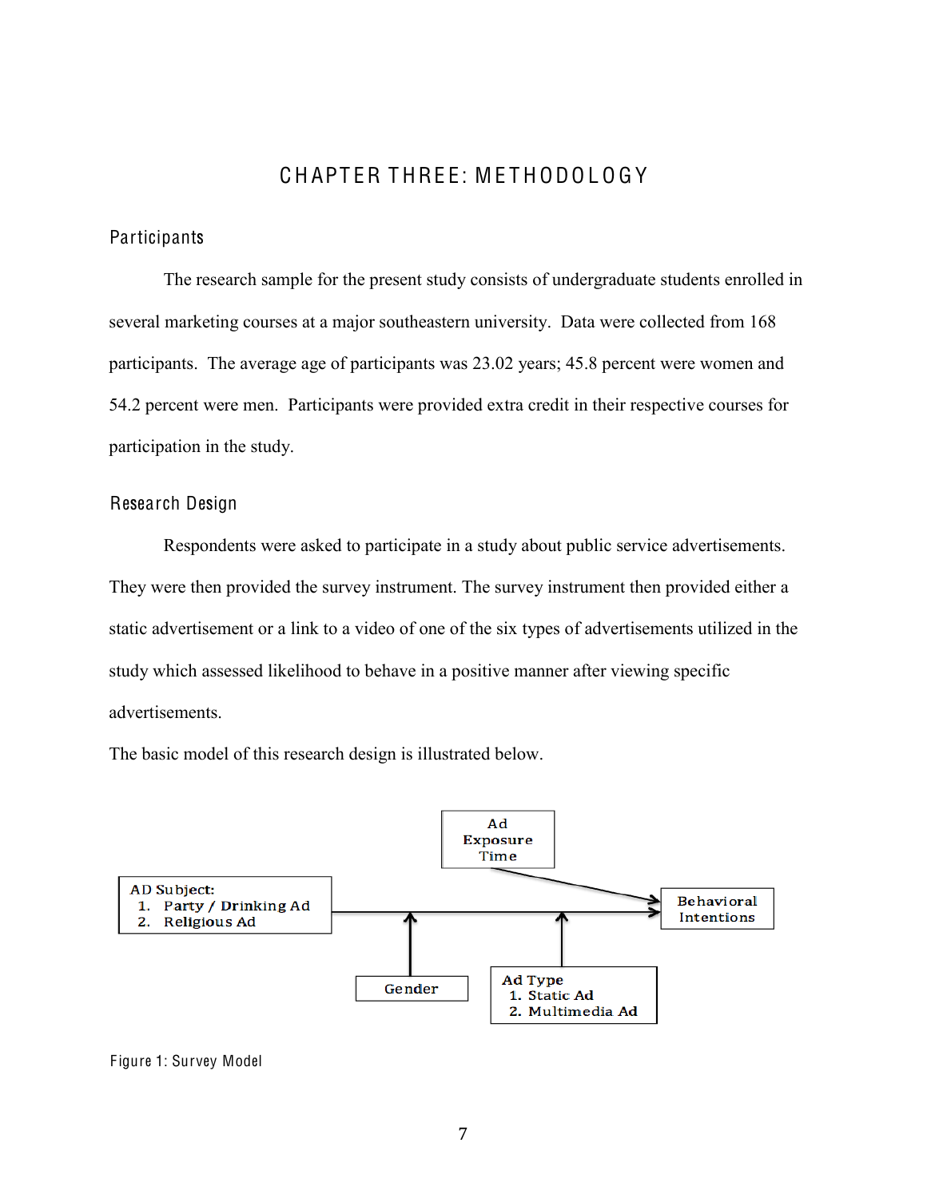# CHAPTER THREE: METHODOLOGY

## Participants

The research sample for the present study consists of undergraduate students enrolled in several marketing courses at a major southeastern university. Data were collected from 168 participants. The average age of participants was 23.02 years; 45.8 percent were women and 54.2 percent were men. Participants were provided extra credit in their respective courses for participation in the study.

## Research Design

Respondents were asked to participate in a study about public service advertisements. They were then provided the survey instrument. The survey instrument then provided either a static advertisement or a link to a video of one of the six types of advertisements utilized in the study which assessed likelihood to behave in a positive manner after viewing specific advertisements.

The basic model of this research design is illustrated below.

AD Subject:
1. Party / Drinking Ad
2. Religious Ad

Ad Exposure Time

Behavioral Intentions

Gender

Ad Type
1. Static Ad
2. Multimedia Ad

Figure 1: Survey Model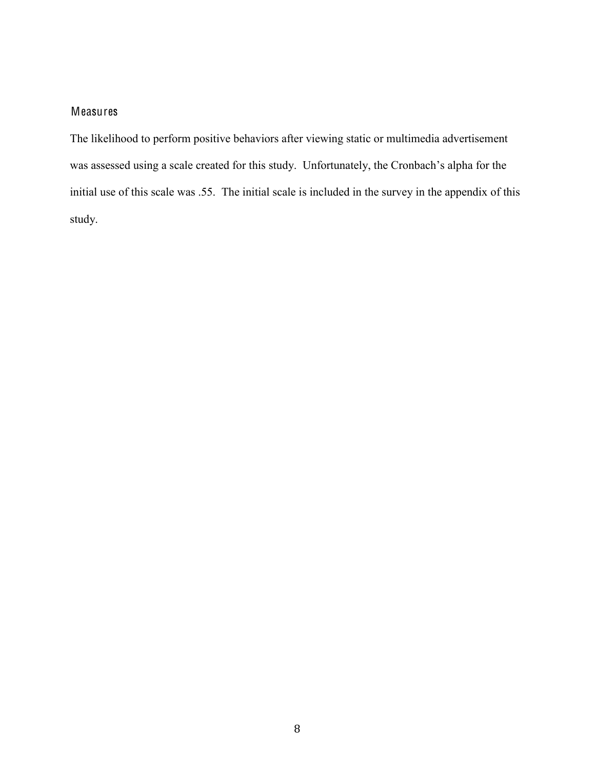## Measures

The likelihood to perform positive behaviors after viewing static or multimedia advertisement was assessed using a scale created for this study. Unfortunately, the Cronbach's alpha for the initial use of this scale was .55. The initial scale is included in the survey in the appendix of this study.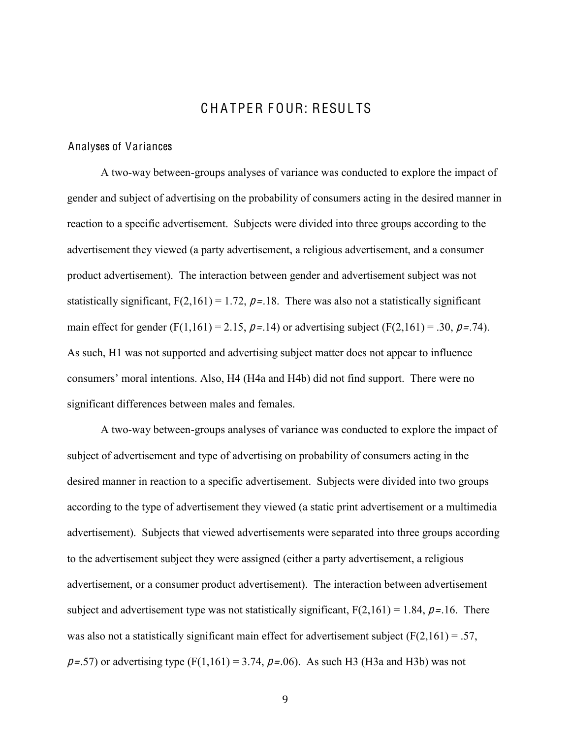# CHATPER FOUR: RESULTS

## Analyses of Variances

A two-way between-groups analyses of variance was conducted to explore the impact of gender and subject of advertising on the probability of consumers acting in the desired manner in reaction to a specific advertisement. Subjects were divided into three groups according to the advertisement they viewed (a party advertisement, a religious advertisement, and a consumer product advertisement). The interaction between gender and advertisement subject was not statistically significant, $F(2,161) = 1.72$, $p=.18$. There was also not a statistically significant main effect for gender ($F(1,161) = 2.15$, $p=.14$) or advertising subject ($F(2,161) = .30$, $p=.74$). As such, H1 was not supported and advertising subject matter does not appear to influence consumers' moral intentions. Also, H4 (H4a and H4b) did not find support. There were no significant differences between males and females.

A two-way between-groups analyses of variance was conducted to explore the impact of subject of advertisement and type of advertising on probability of consumers acting in the desired manner in reaction to a specific advertisement. Subjects were divided into two groups according to the type of advertisement they viewed (a static print advertisement or a multimedia advertisement). Subjects that viewed advertisements were separated into three groups according to the advertisement subject they were assigned (either a party advertisement, a religious advertisement, or a consumer product advertisement). The interaction between advertisement subject and advertisement type was not statistically significant, $F(2,161) = 1.84$, $p=.16$. There was also not a statistically significant main effect for advertisement subject ($F(2,161) = .57$, $p=.57$) or advertising type ($F(1,161) = 3.74$, $p=.06$). As such H3 (H3a and H3b) was not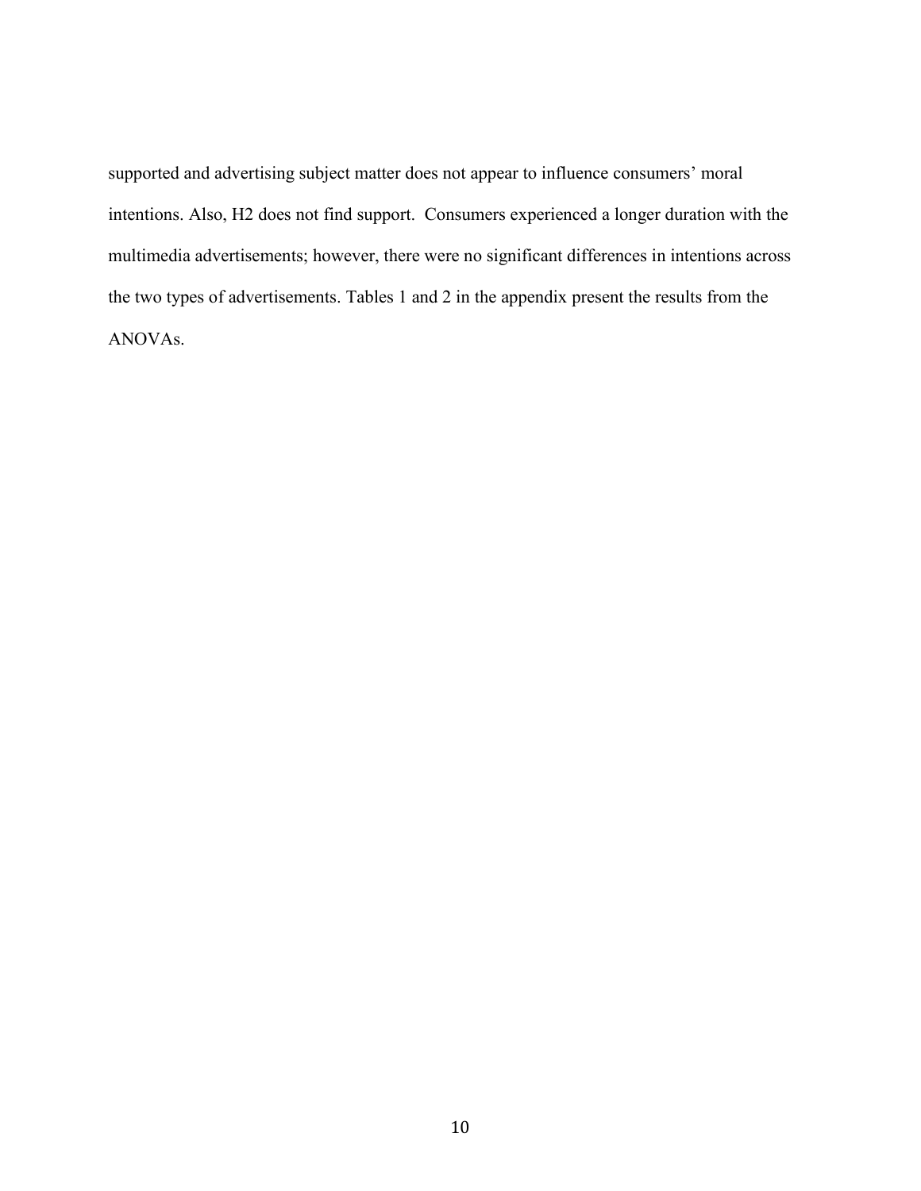supported and advertising subject matter does not appear to influence consumers' moral intentions. Also, H2 does not find support. Consumers experienced a longer duration with the multimedia advertisements; however, there were no significant differences in intentions across the two types of advertisements. Tables 1 and 2 in the appendix present the results from the ANOVAs.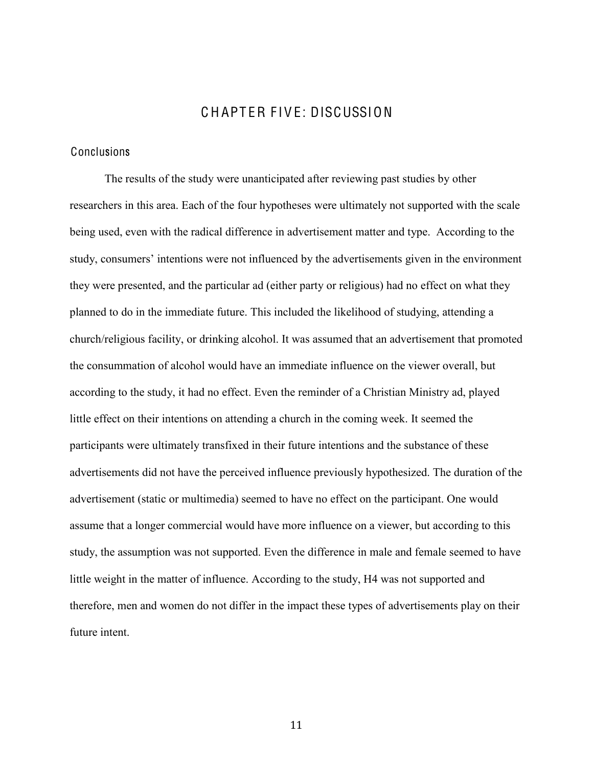# CHAPTER FIVE: DISCUSSION

## Conclusions

The results of the study were unanticipated after reviewing past studies by other researchers in this area. Each of the four hypotheses were ultimately not supported with the scale being used, even with the radical difference in advertisement matter and type. According to the study, consumers' intentions were not influenced by the advertisements given in the environment they were presented, and the particular ad (either party or religious) had no effect on what they planned to do in the immediate future. This included the likelihood of studying, attending a church/religious facility, or drinking alcohol. It was assumed that an advertisement that promoted the consummation of alcohol would have an immediate influence on the viewer overall, but according to the study, it had no effect. Even the reminder of a Christian Ministry ad, played little effect on their intentions on attending a church in the coming week. It seemed the participants were ultimately transfixed in their future intentions and the substance of these advertisements did not have the perceived influence previously hypothesized. The duration of the advertisement (static or multimedia) seemed to have no effect on the participant. One would assume that a longer commercial would have more influence on a viewer, but according to this study, the assumption was not supported. Even the difference in male and female seemed to have little weight in the matter of influence. According to the study, H4 was not supported and therefore, men and women do not differ in the impact these types of advertisements play on their future intent.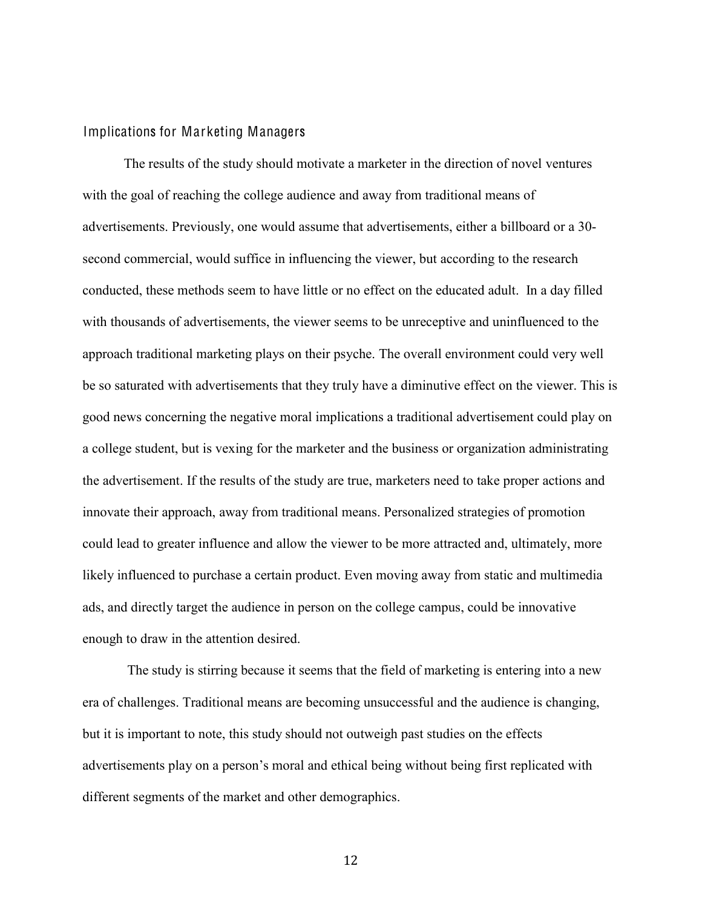## Implications for Marketing Managers

The results of the study should motivate a marketer in the direction of novel ventures with the goal of reaching the college audience and away from traditional means of advertisements. Previously, one would assume that advertisements, either a billboard or a 30-second commercial, would suffice in influencing the viewer, but according to the research conducted, these methods seem to have little or no effect on the educated adult. In a day filled with thousands of advertisements, the viewer seems to be unreceptive and uninfluenced to the approach traditional marketing plays on their psyche. The overall environment could very well be so saturated with advertisements that they truly have a diminutive effect on the viewer. This is good news concerning the negative moral implications a traditional advertisement could play on a college student, but is vexing for the marketer and the business or organization administrating the advertisement. If the results of the study are true, marketers need to take proper actions and innovate their approach, away from traditional means. Personalized strategies of promotion could lead to greater influence and allow the viewer to be more attracted and, ultimately, more likely influenced to purchase a certain product. Even moving away from static and multimedia ads, and directly target the audience in person on the college campus, could be innovative enough to draw in the attention desired.

The study is stirring because it seems that the field of marketing is entering into a new era of challenges. Traditional means are becoming unsuccessful and the audience is changing, but it is important to note, this study should not outweigh past studies on the effects advertisements play on a person's moral and ethical being without being first replicated with different segments of the market and other demographics.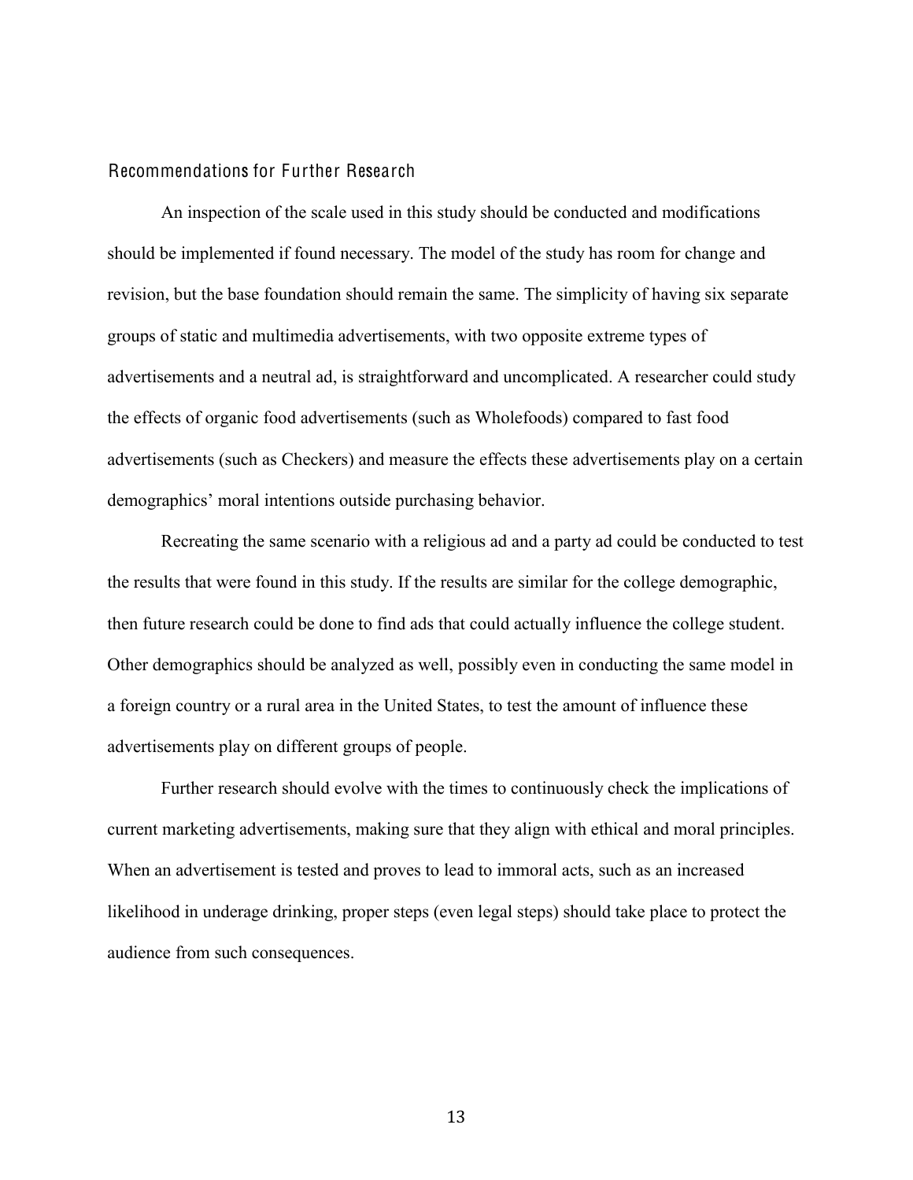## Recommendations for Further Research

An inspection of the scale used in this study should be conducted and modifications should be implemented if found necessary. The model of the study has room for change and revision, but the base foundation should remain the same. The simplicity of having six separate groups of static and multimedia advertisements, with two opposite extreme types of advertisements and a neutral ad, is straightforward and uncomplicated. A researcher could study the effects of organic food advertisements (such as Wholefoods) compared to fast food advertisements (such as Checkers) and measure the effects these advertisements play on a certain demographics' moral intentions outside purchasing behavior.

Recreating the same scenario with a religious ad and a party ad could be conducted to test the results that were found in this study. If the results are similar for the college demographic, then future research could be done to find ads that could actually influence the college student. Other demographics should be analyzed as well, possibly even in conducting the same model in a foreign country or a rural area in the United States, to test the amount of influence these advertisements play on different groups of people.

Further research should evolve with the times to continuously check the implications of current marketing advertisements, making sure that they align with ethical and moral principles. When an advertisement is tested and proves to lead to immoral acts, such as an increased likelihood in underage drinking, proper steps (even legal steps) should take place to protect the audience from such consequences.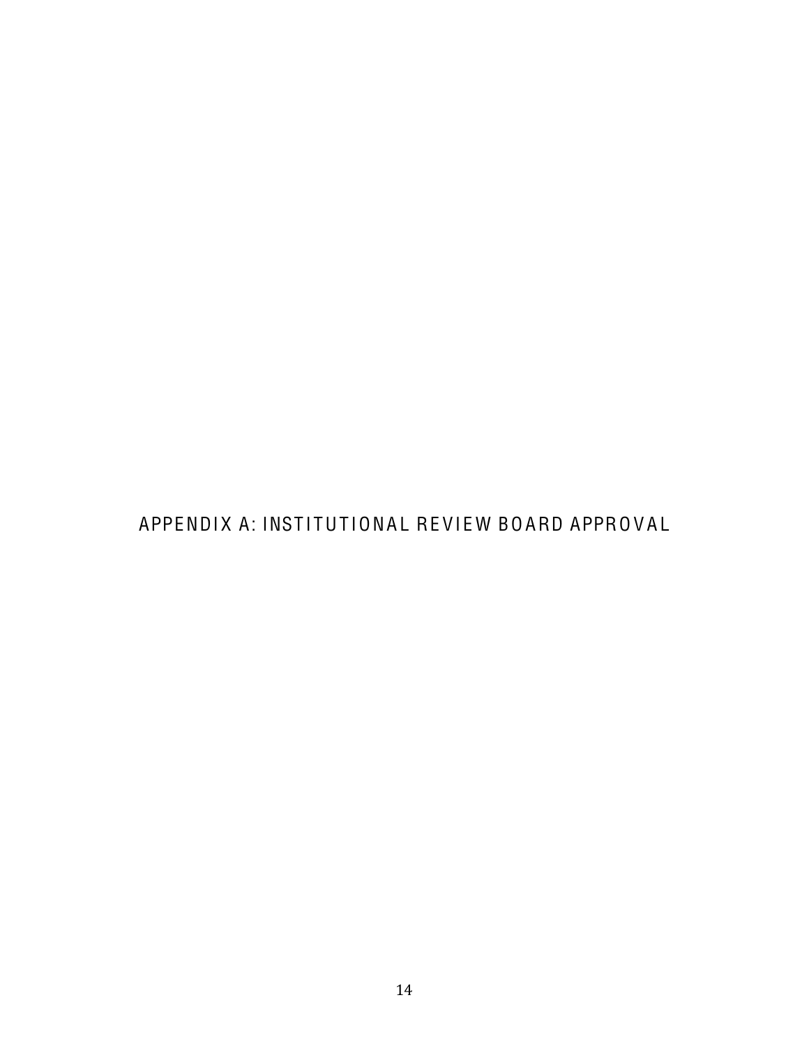# APPENDIX A: INSTITUTIONAL REVIEW BOARD APPROVAL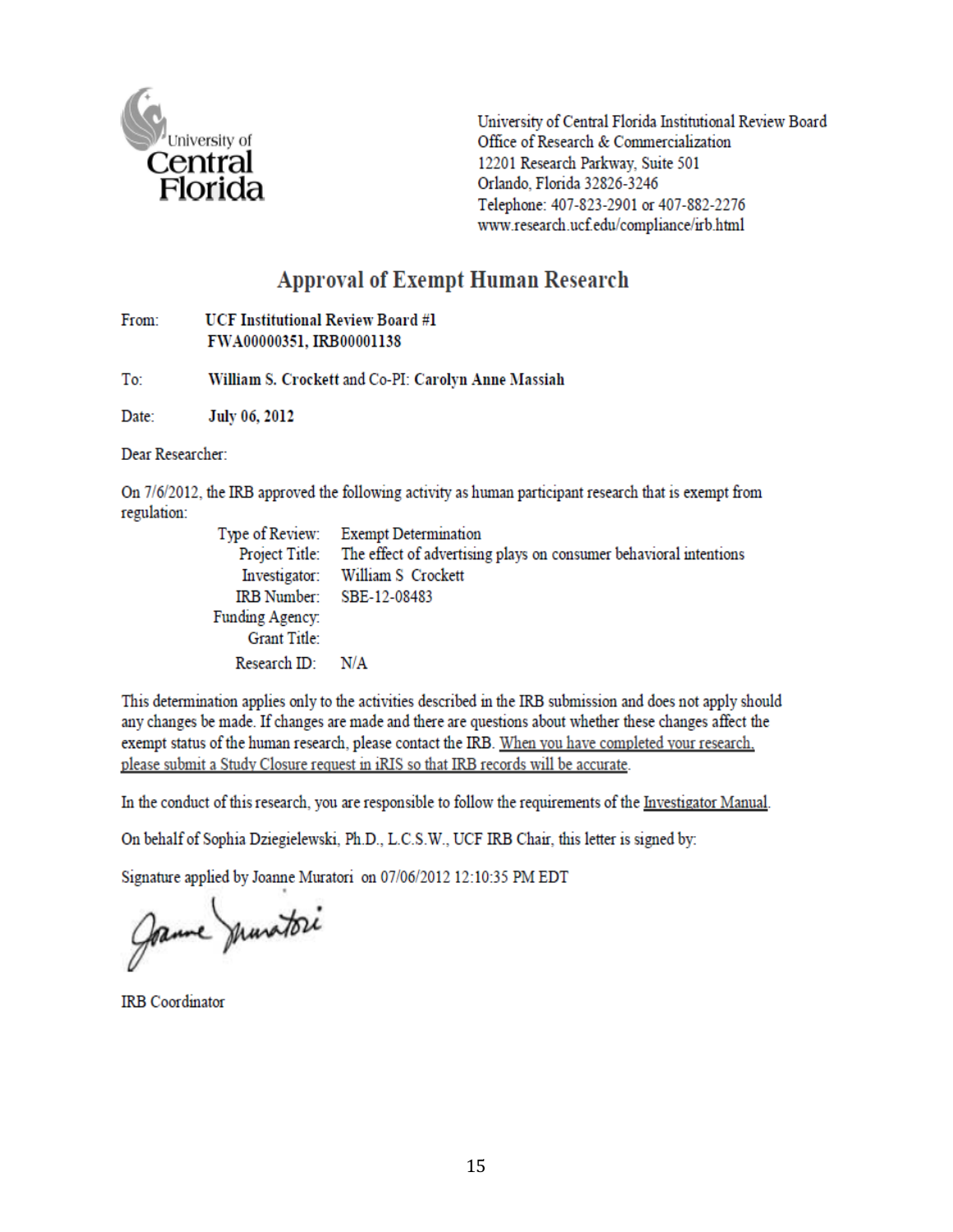University of Central Florida

University of Central Florida Institutional Review Board
Office of Research & Commercialization
12201 Research Parkway, Suite 501
Orlando, Florida 32826-3246
Telephone: 407-823-2901 or 407-882-2276
www.research.ucf.edu/compliance/irb.html

## Approval of Exempt Human Research

From: **UCF Institutional Review Board #1**
**FWA00000351, IRB00001138**

To: **William S. Crockett** and Co-PI: **Carolyn Anne Massiah**

Date: **July 06, 2012**

Dear Researcher:

On 7/6/2012, the IRB approved the following activity as human participant research that is exempt from regulation:

Type of Review: Exempt Determination
Project Title: The effect of advertising plays on consumer behavioral intentions
Investigator: William S Crockett
IRB Number: SBE-12-08483
Funding Agency:
Grant Title:
Research ID: N/A

This determination applies only to the activities described in the IRB submission and does not apply should any changes be made. If changes are made and there are questions about whether these changes affect the exempt status of the human research, please contact the IRB. When you have completed your research, please submit a Study Closure request in iRIS so that IRB records will be accurate.

In the conduct of this research, you are responsible to follow the requirements of the Investigator Manual.

On behalf of Sophia Dziegielewski, Ph.D., L.C.S.W., UCF IRB Chair, this letter is signed by:

Signature applied by Joanne Muratori on 07/06/2012 12:10:35 PM EDT

Joanne Muratori

IRB Coordinator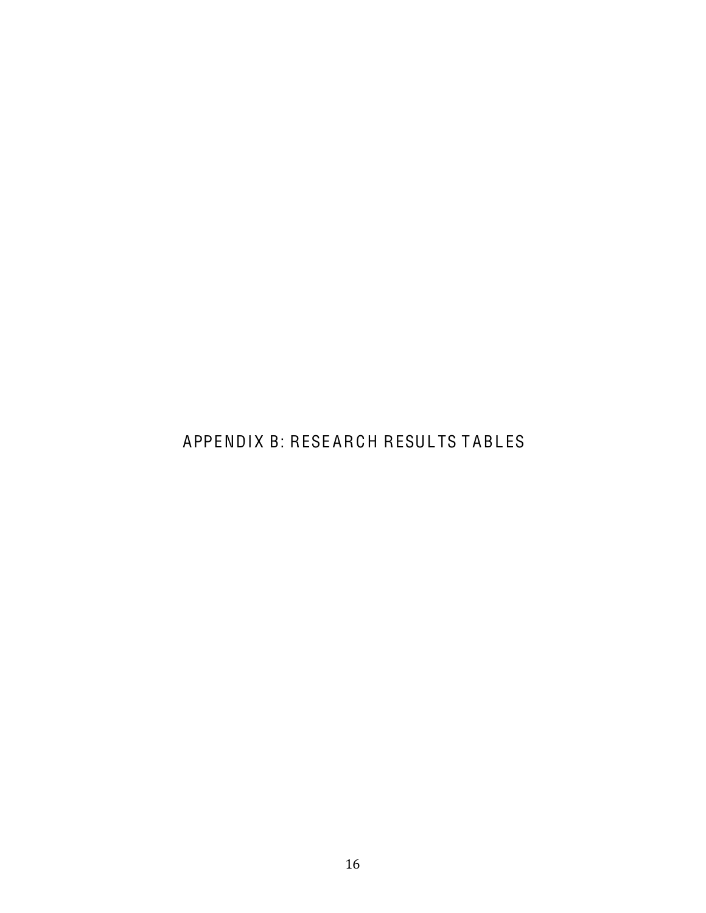# APPENDIX B: RESEARCH RESULTS TABLES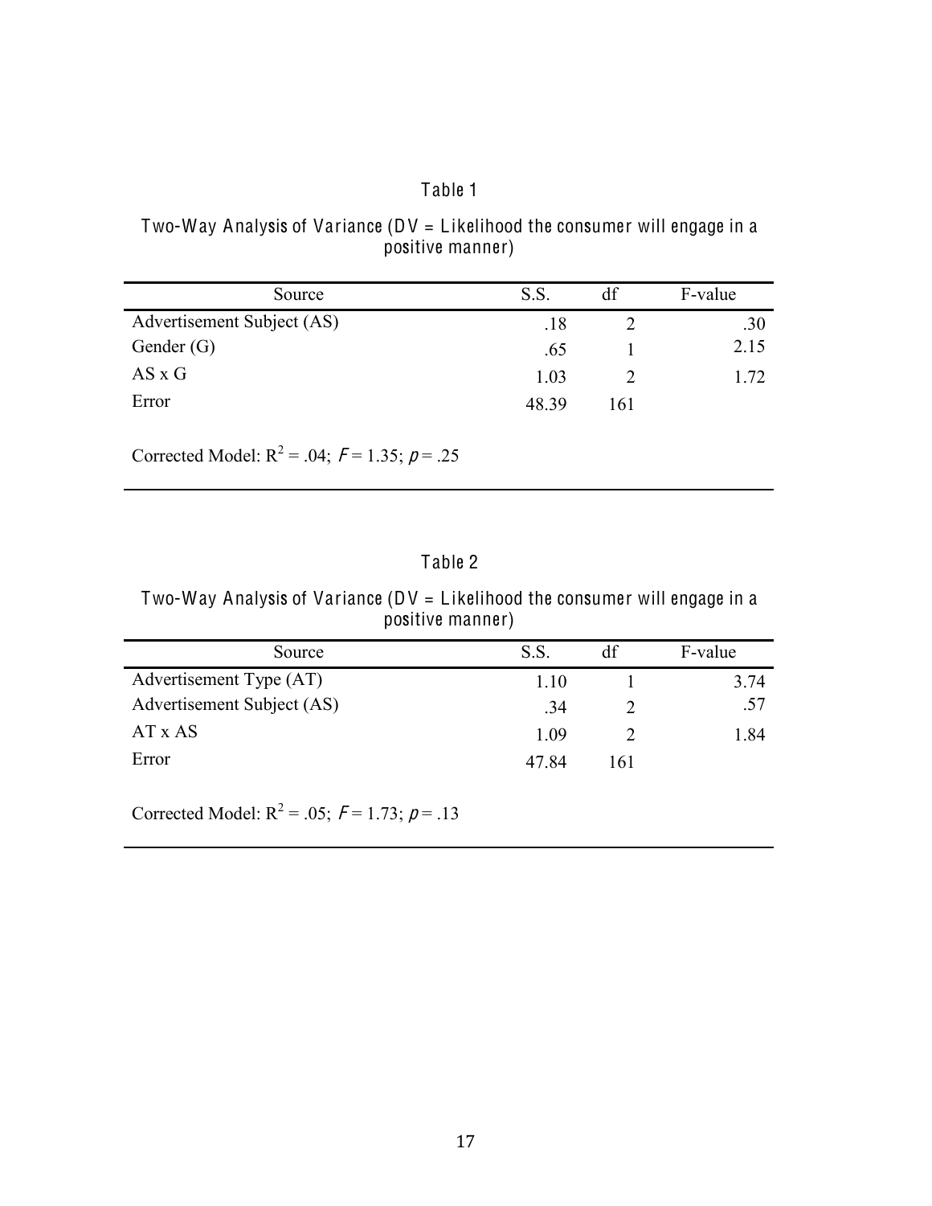Table 1

Two-Way Analysis of Variance (DV = Likelihood the consumer will engage in a positive manner)

| Source | S.S. | df | F-value |
|---|---|---|---|
| Advertisement Subject (AS) | .18 | 2 | .30 |
| Gender (G) | .65 | 1 | 2.15 |
| AS x G | 1.03 | 2 | 1.72 |
| Error | 48.39 | 161 | |

Corrected Model: $R^2 = .04$; $F = 1.35$; $p = .25$

Table 2

Two-Way Analysis of Variance (DV = Likelihood the consumer will engage in a positive manner)

| Source | S.S. | df | F-value |
|---|---|---|---|
| Advertisement Type (AT) | 1.10 | 1 | 3.74 |
| Advertisement Subject (AS) | .34 | 2 | .57 |
| AT x AS | 1.09 | 2 | 1.84 |
| Error | 47.84 | 161 | |

Corrected Model: $R^2 = .05$; $F = 1.73$; $p = .13$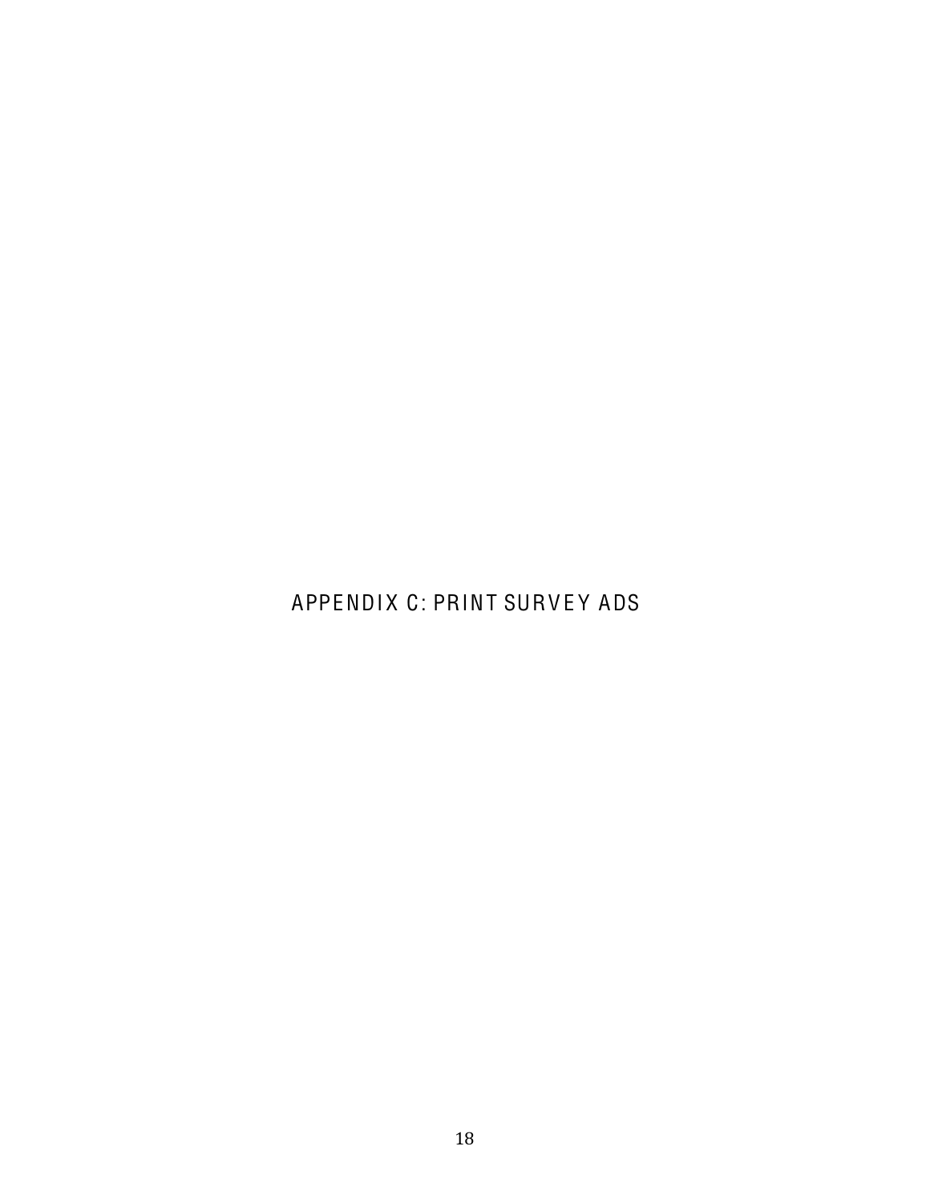# APPENDIX C: PRINT SURVEY ADS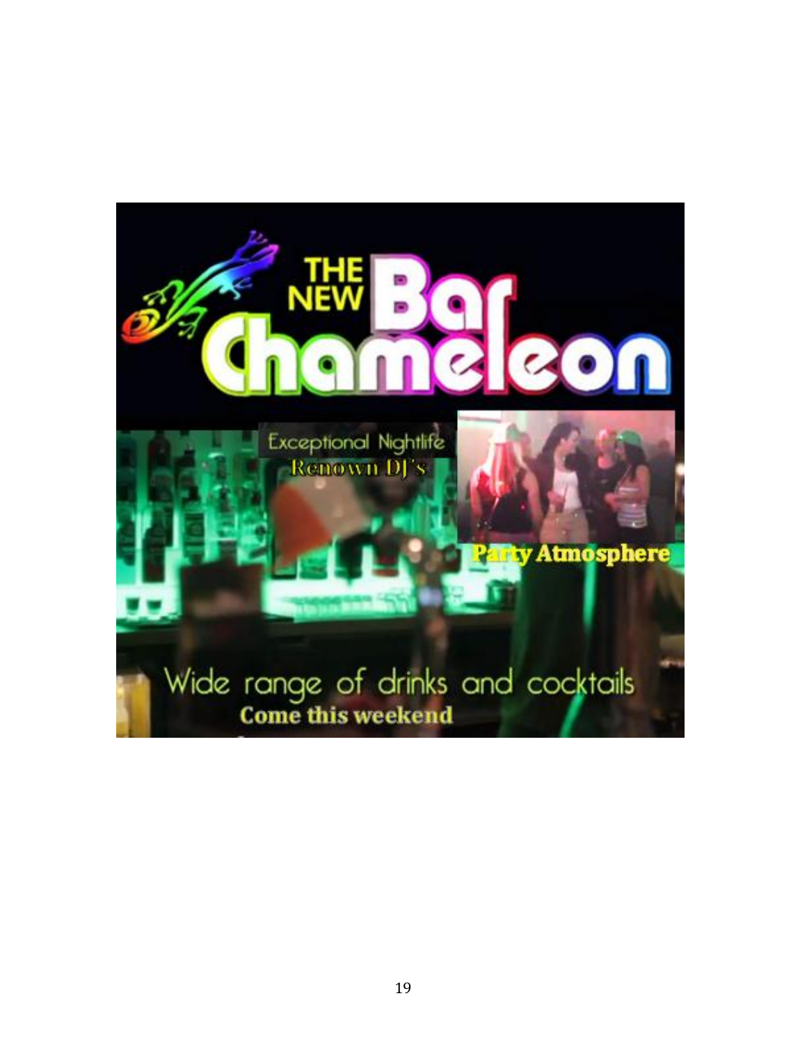THE NEW Bar Chameleon

Exceptional Nightlife

Renown DJ's

Party Atmosphere

Wide range of drinks and cocktails

Come this weekend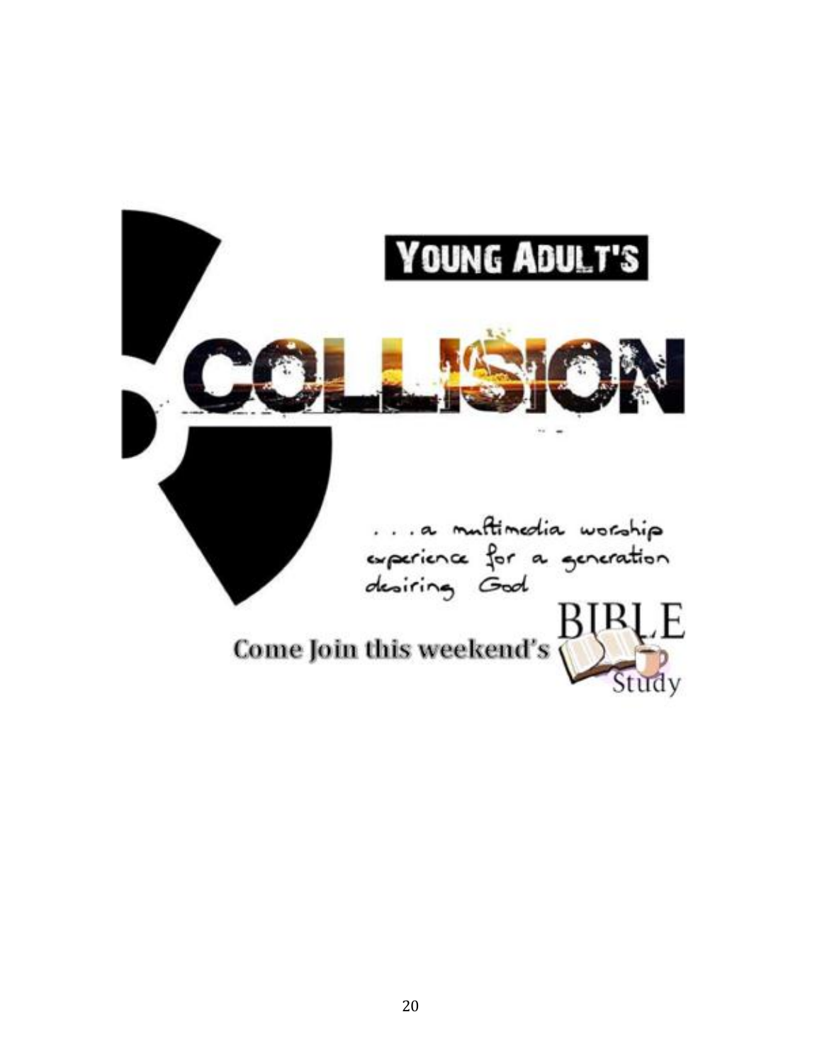YOUNG ADULT'S

# COLLISION

. . . a multimedia worship experience for a generation desiring God

Come Join this weekend's BIBLE Study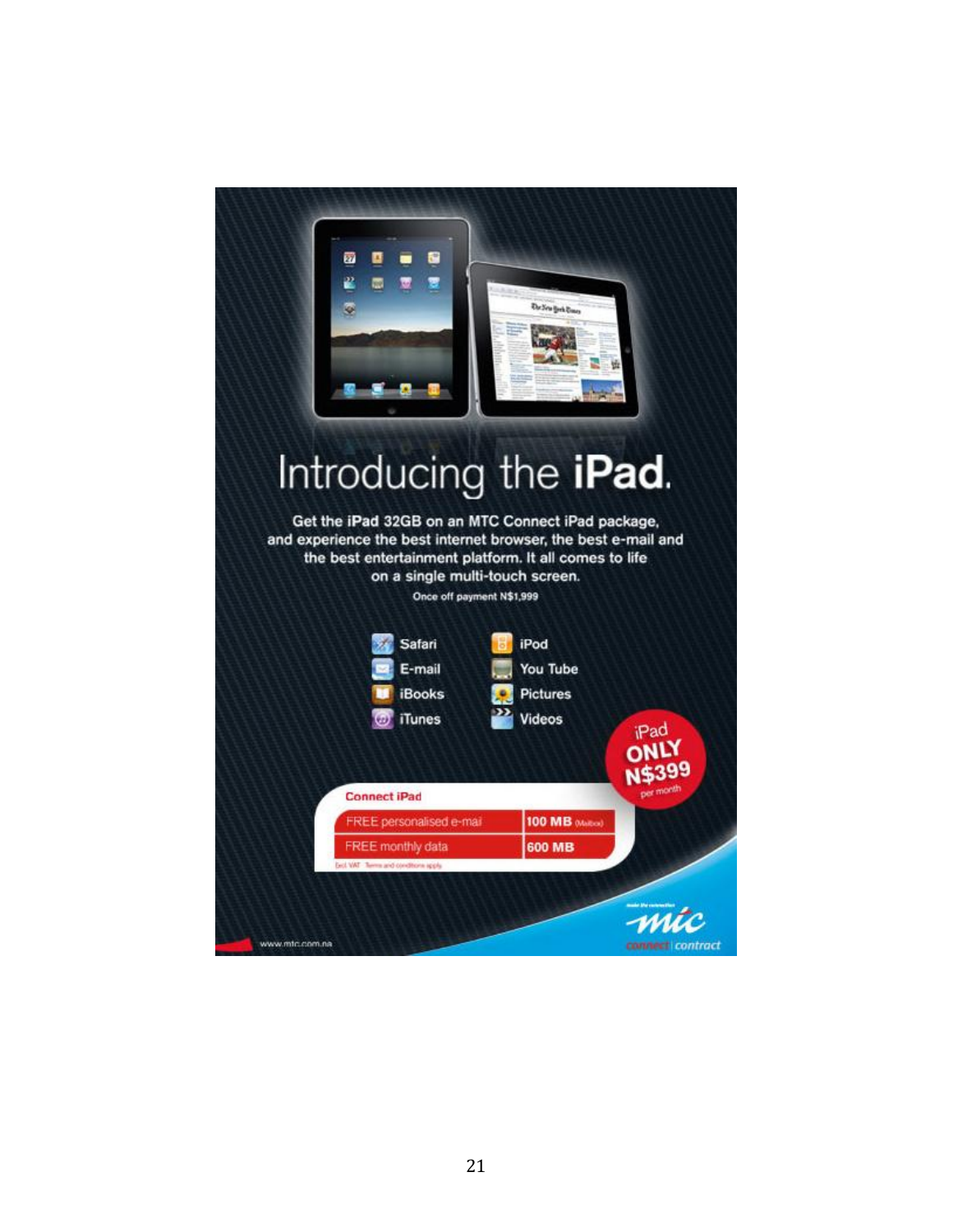# Introducing the **iPad**.

Get the iPad 32GB on an MTC Connect iPad package, and experience the best internet browser, the best e-mail and the best entertainment platform. It all comes to life on a single multi-touch screen.

Once off payment N$1,999

- Safari
- E-mail
- iBooks
- iTunes
- iPod
- You Tube
- Pictures
- Videos

iPad ONLY N$399 per month

| Connect iPad | |
|---|---|
| FREE personalised e-mail | 100 MB (Mailbox) |
| FREE monthly data | 600 MB |

Excl VAT · Terms and conditions apply

www.mtc.com.na

make the connection

mtc

connect | contract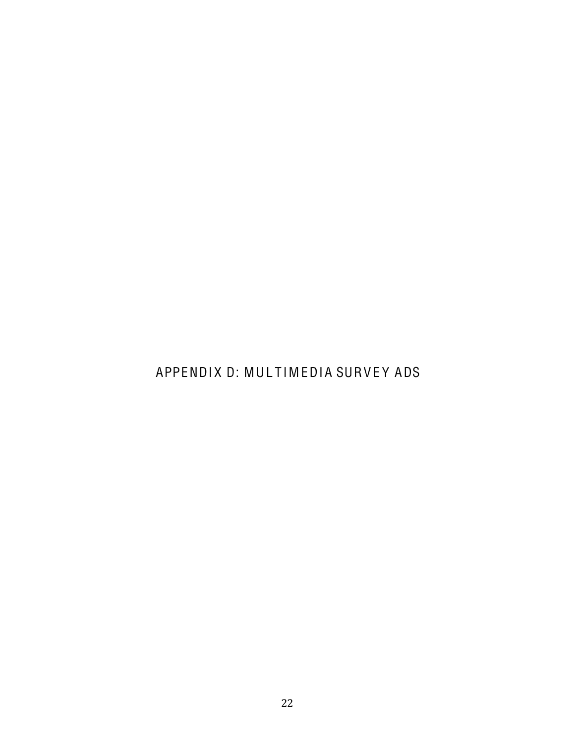# APPENDIX D: MULTIMEDIA SURVEY ADS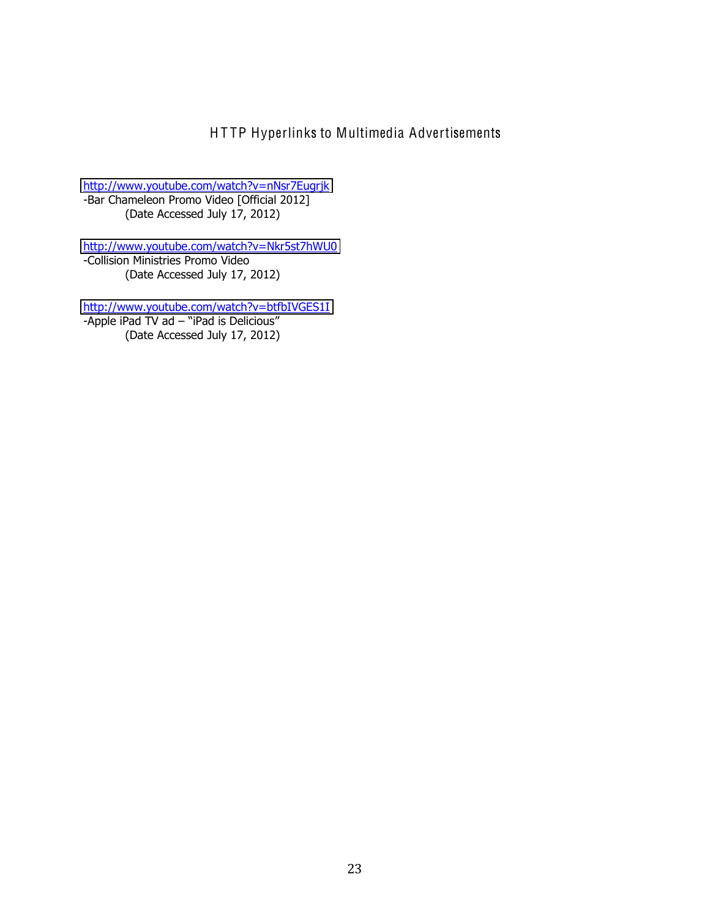## HTTP Hyperlinks to Multimedia Advertisements

http://www.youtube.com/watch?v=nNsr7Eugrjk
-Bar Chameleon Promo Video [Official 2012]
(Date Accessed July 17, 2012)

http://www.youtube.com/watch?v=Nkr5st7hWU0
-Collision Ministries Promo Video
(Date Accessed July 17, 2012)

http://www.youtube.com/watch?v=btfbIVGES1I
-Apple iPad TV ad – "iPad is Delicious"
(Date Accessed July 17, 2012)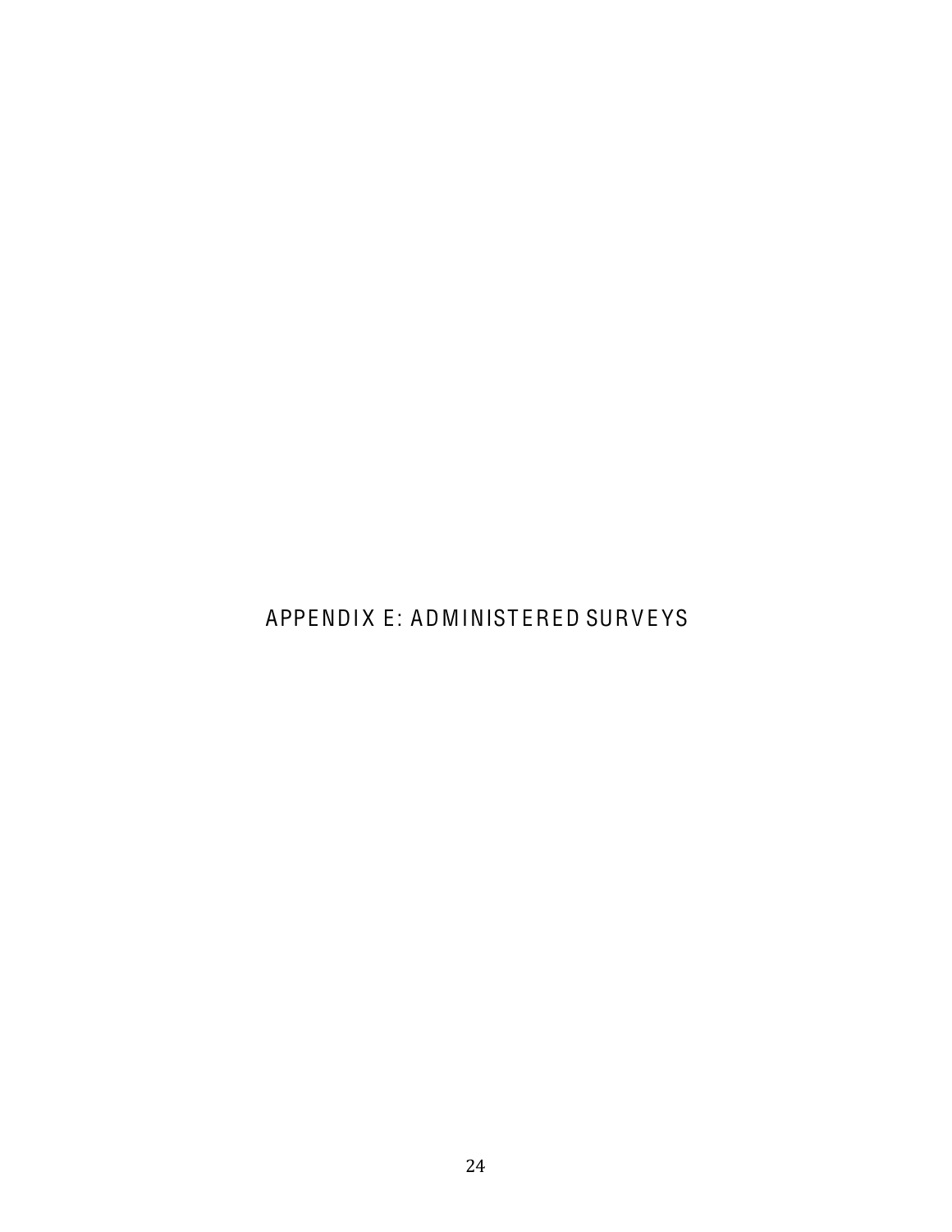# APPENDIX E: ADMINISTERED SURVEYS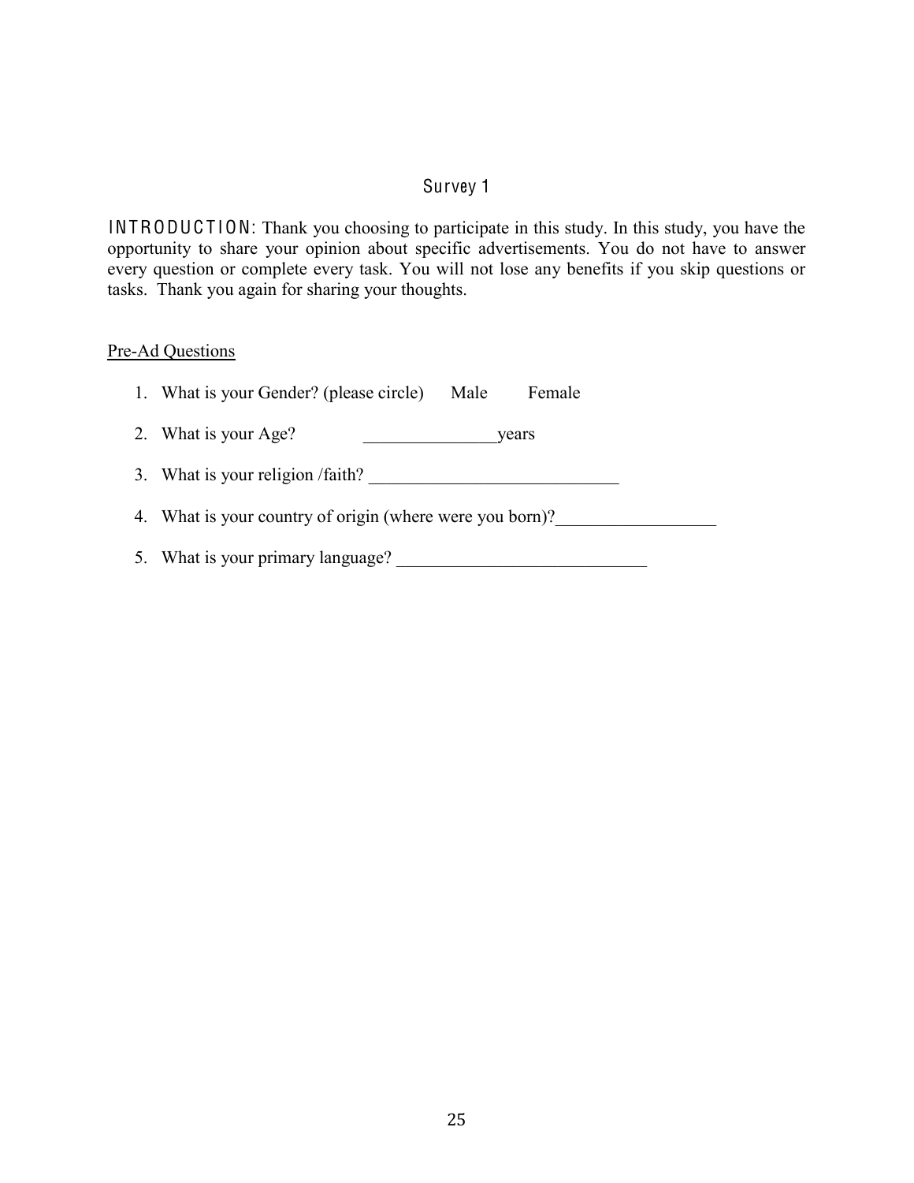## Survey 1

INTRODUCTION: Thank you choosing to participate in this study. In this study, you have the opportunity to share your opinion about specific advertisements. You do not have to answer every question or complete every task. You will not lose any benefits if you skip questions or tasks. Thank you again for sharing your thoughts.

Pre-Ad Questions

1. What is your Gender? (please circle) Male Female
2. What is your Age? _______________years
3. What is your religion /faith? ____________________________
4. What is your country of origin (where were you born)?__________________
5. What is your primary language? ____________________________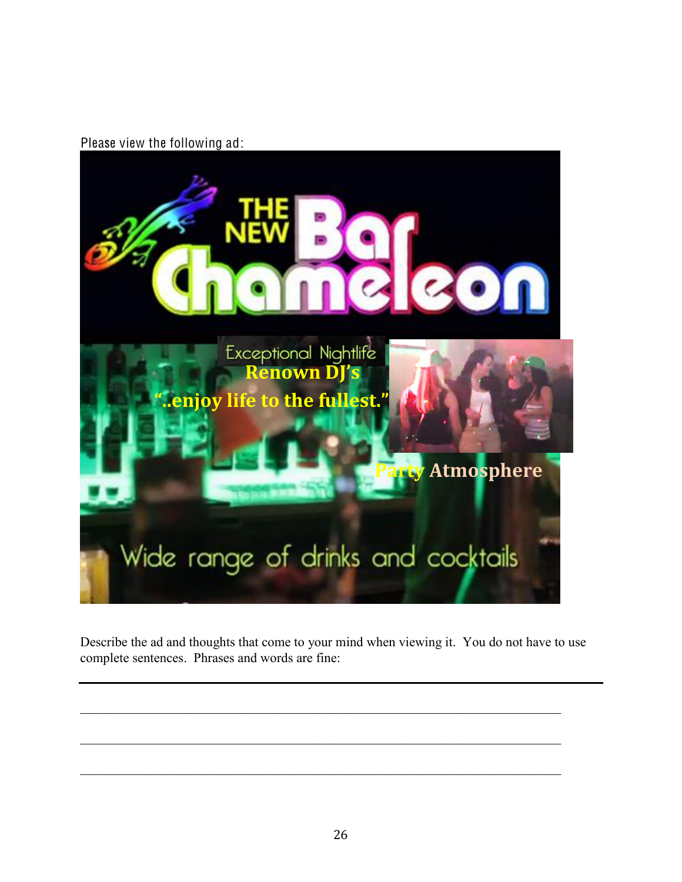Please view the following ad:

THE NEW Bar Chameleon

Exceptional Nightlife

Renown DJ's

"..enjoy life to the fullest."

Party Atmosphere

Wide range of drinks and cocktails

Describe the ad and thoughts that come to your mind when viewing it. You do not have to use complete sentences. Phrases and words are fine:

_______________________________________________________________

_______________________________________________________________

_______________________________________________________________

_______________________________________________________________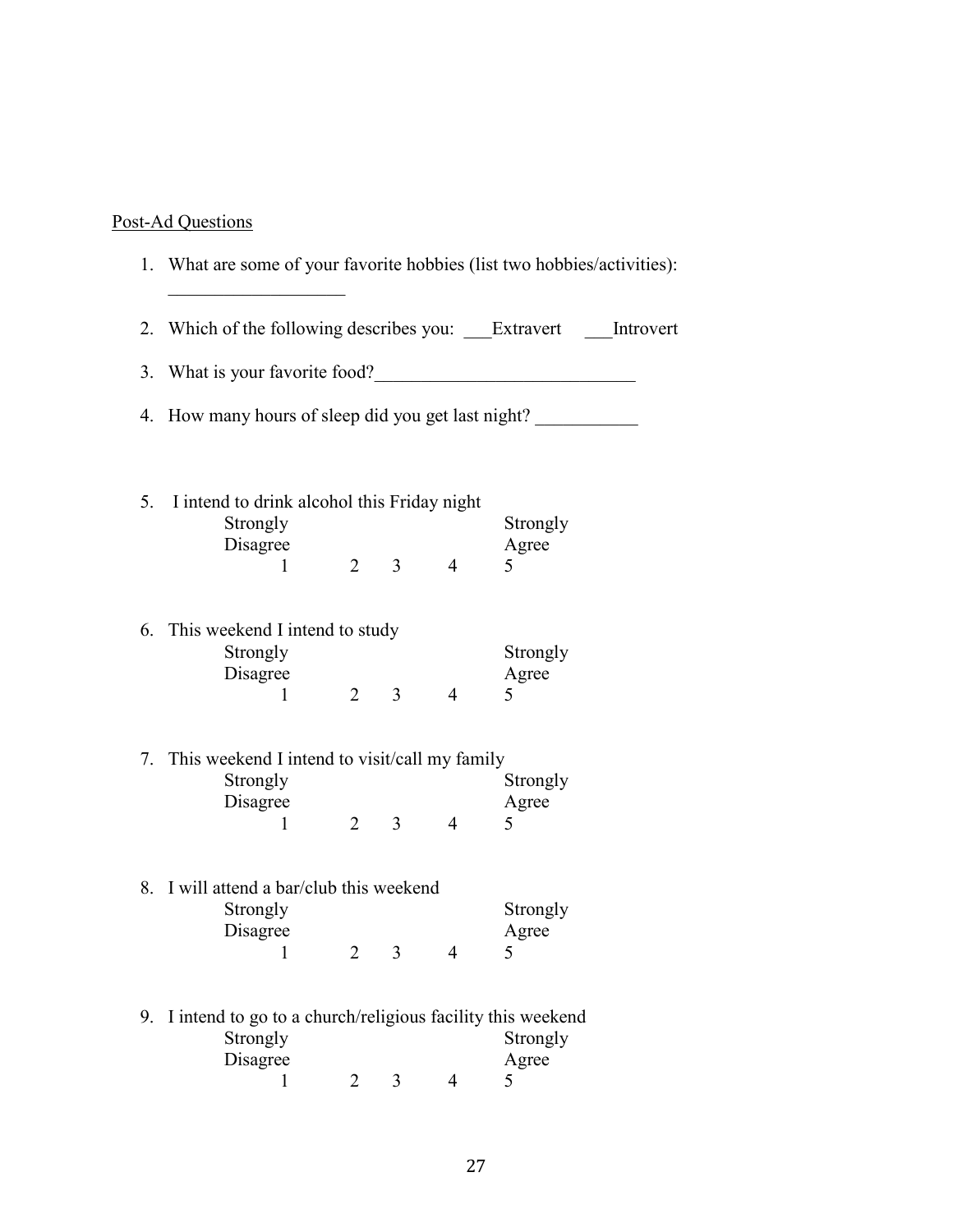<u>Post-Ad Questions</u>

1. What are some of your favorite hobbies (list two hobbies/activities): ___________________

2. Which of the following describes you: ___Extravert ___Introvert

3. What is your favorite food?____________________________

4. How many hours of sleep did you get last night? ___________

5. I intend to drink alcohol this Friday night

| Strongly Disagree | | | | Strongly Agree |
|---|---|---|---|---|
| 1 | 2 | 3 | 4 | 5 |

6. This weekend I intend to study

| Strongly Disagree | | | | Strongly Agree |
|---|---|---|---|---|
| 1 | 2 | 3 | 4 | 5 |

7. This weekend I intend to visit/call my family

| Strongly Disagree | | | | Strongly Agree |
|---|---|---|---|---|
| 1 | 2 | 3 | 4 | 5 |

8. I will attend a bar/club this weekend

| Strongly Disagree | | | | Strongly Agree |
|---|---|---|---|---|
| 1 | 2 | 3 | 4 | 5 |

9. I intend to go to a church/religious facility this weekend

| Strongly Disagree | | | | Strongly Agree |
|---|---|---|---|---|
| 1 | 2 | 3 | 4 | 5 |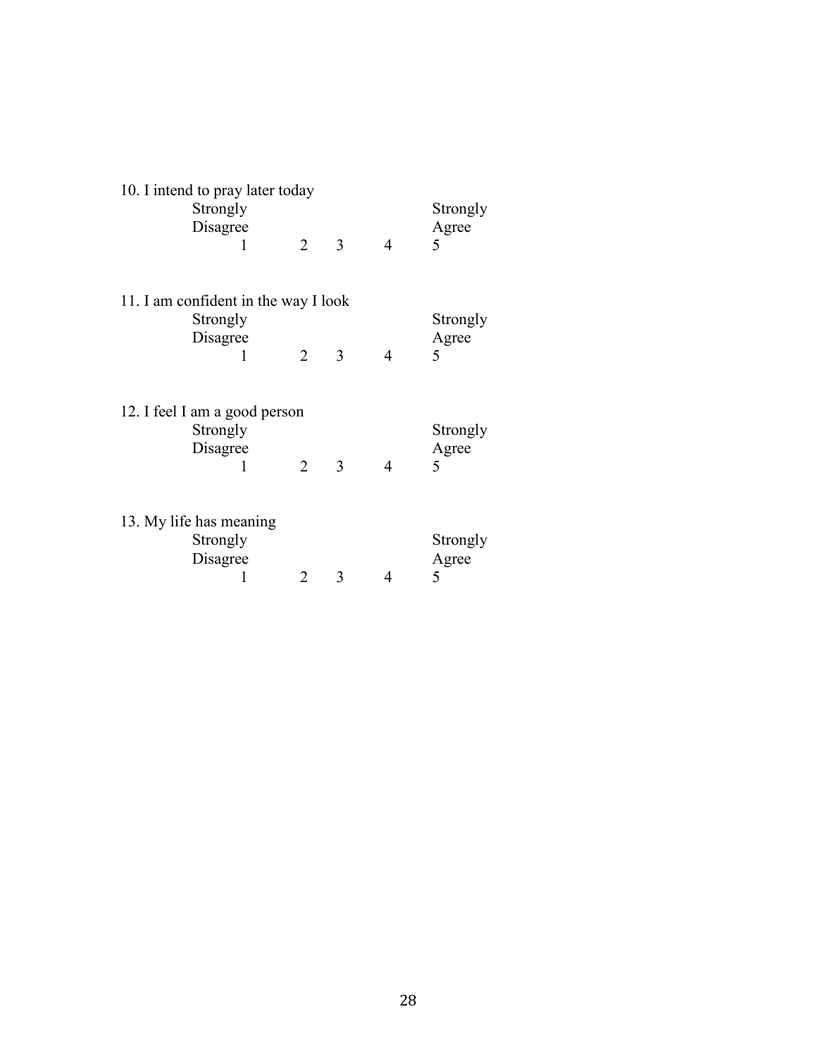10. I intend to pray later today

| Strongly Disagree | | | | Strongly Agree |
|---|---|---|---|---|
| 1 | 2 | 3 | 4 | 5 |

11. I am confident in the way I look

| Strongly Disagree | | | | Strongly Agree |
|---|---|---|---|---|
| 1 | 2 | 3 | 4 | 5 |

12. I feel I am a good person

| Strongly Disagree | | | | Strongly Agree |
|---|---|---|---|---|
| 1 | 2 | 3 | 4 | 5 |

13. My life has meaning

| Strongly Disagree | | | | Strongly Agree |
|---|---|---|---|---|
| 1 | 2 | 3 | 4 | 5 |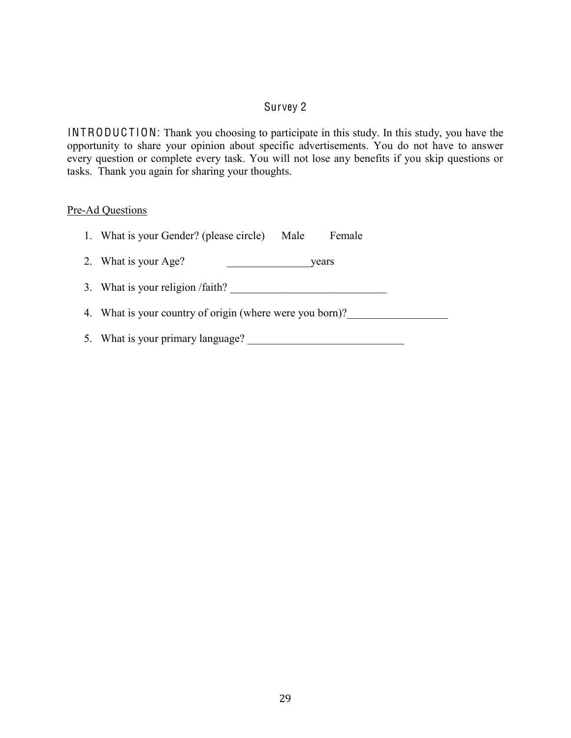## Survey 2

INTRODUCTION: Thank you choosing to participate in this study. In this study, you have the opportunity to share your opinion about specific advertisements. You do not have to answer every question or complete every task. You will not lose any benefits if you skip questions or tasks. Thank you again for sharing your thoughts.

Pre-Ad Questions

1. What is your Gender? (please circle) Male Female
2. What is your Age? _______________years
3. What is your religion /faith? ____________________________
4. What is your country of origin (where were you born)?_________________
5. What is your primary language? ____________________________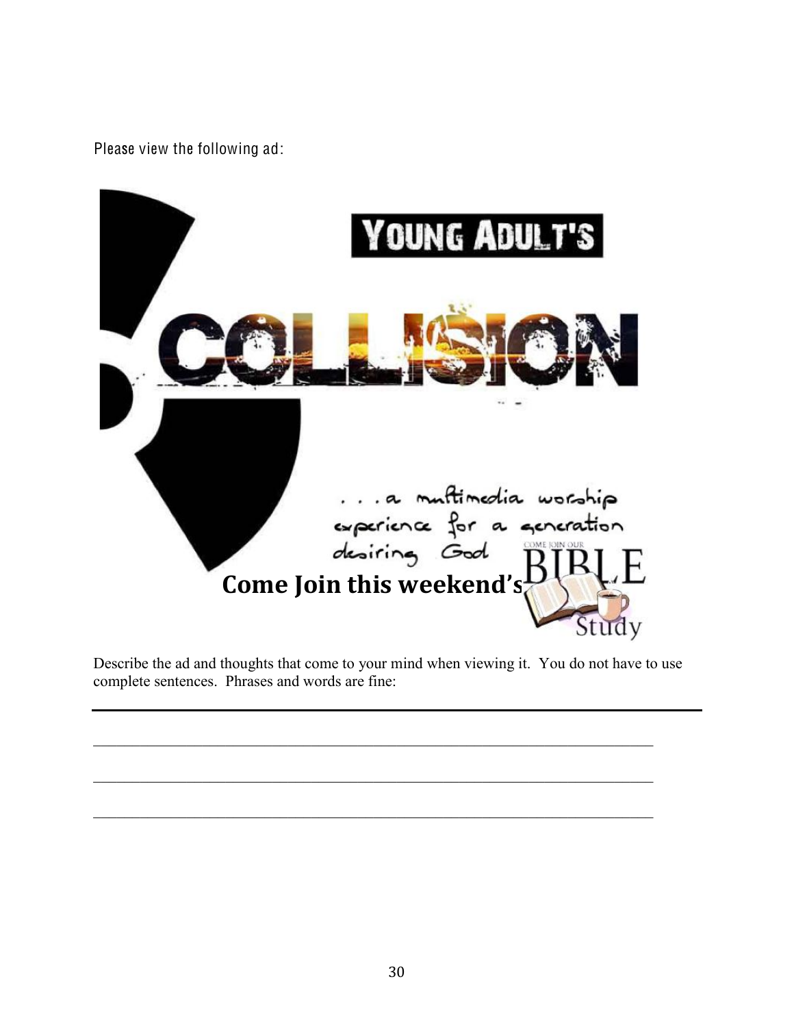Please view the following ad:

YOUNG ADULT'S

COLLISION

. . . a multimedia worship experience for a generation desiring God

Come Join this weekend's

COME JOIN OUR BIBLE Study

Describe the ad and thoughts that come to your mind when viewing it. You do not have to use complete sentences. Phrases and words are fine:

---

\_\_\_\_\_\_\_\_\_\_\_\_\_\_\_\_\_\_\_\_\_\_\_\_\_\_\_\_\_\_\_\_\_\_\_\_\_\_\_\_\_\_\_\_\_\_\_\_\_\_\_\_\_\_\_\_\_\_\_\_\_\_\_\_\_\_

\_\_\_\_\_\_\_\_\_\_\_\_\_\_\_\_\_\_\_\_\_\_\_\_\_\_\_\_\_\_\_\_\_\_\_\_\_\_\_\_\_\_\_\_\_\_\_\_\_\_\_\_\_\_\_\_\_\_\_\_\_\_\_\_\_\_

\_\_\_\_\_\_\_\_\_\_\_\_\_\_\_\_\_\_\_\_\_\_\_\_\_\_\_\_\_\_\_\_\_\_\_\_\_\_\_\_\_\_\_\_\_\_\_\_\_\_\_\_\_\_\_\_\_\_\_\_\_\_\_\_\_\_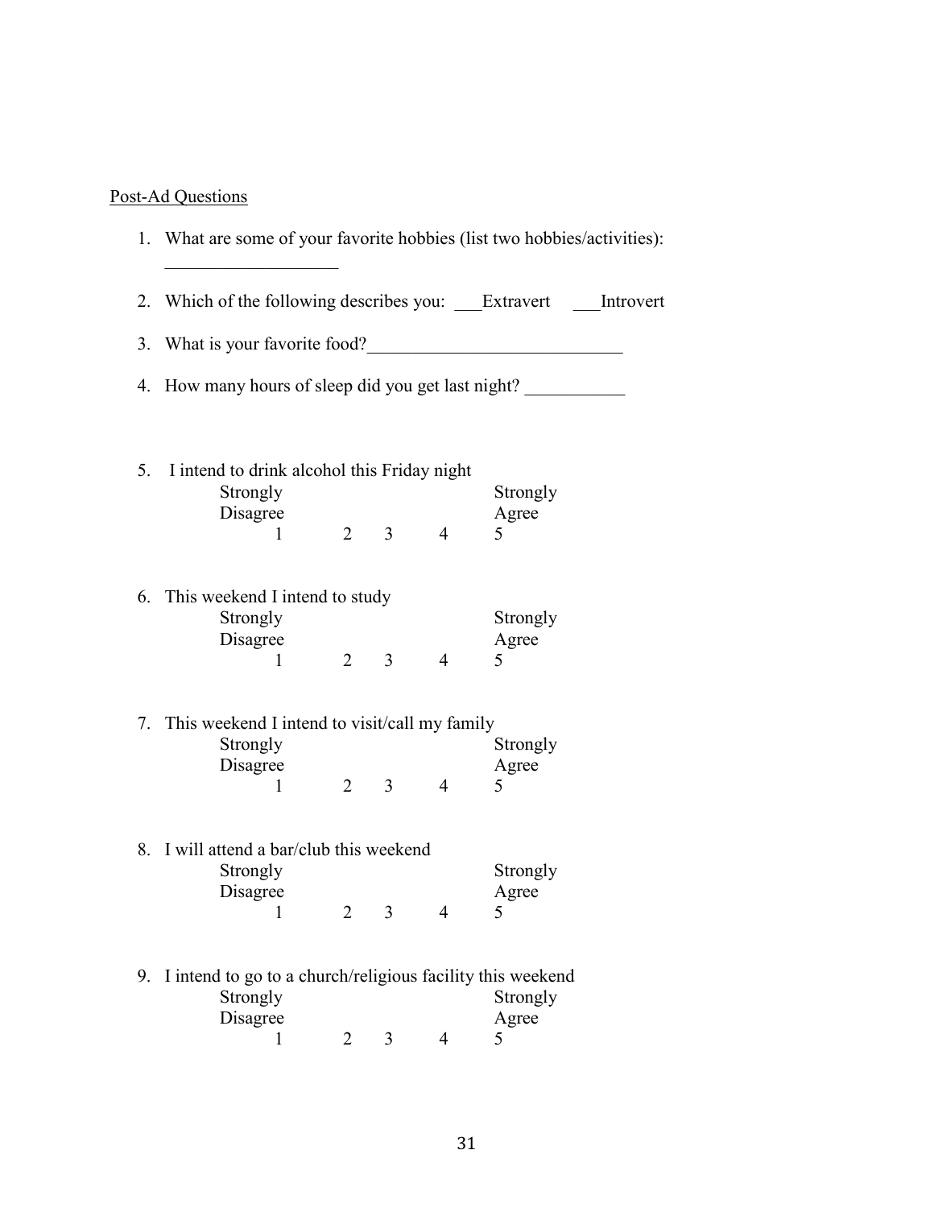Post-Ad Questions

1. What are some of your favorite hobbies (list two hobbies/activities): ___________________

2. Which of the following describes you: ___Extravert ___Introvert

3. What is your favorite food?____________________________

4. How many hours of sleep did you get last night? ___________

5. I intend to drink alcohol this Friday night

| Strongly Disagree | | | | Strongly Agree |
|---|---|---|---|---|
| 1 | 2 | 3 | 4 | 5 |

6. This weekend I intend to study

| Strongly Disagree | | | | Strongly Agree |
|---|---|---|---|---|
| 1 | 2 | 3 | 4 | 5 |

7. This weekend I intend to visit/call my family

| Strongly Disagree | | | | Strongly Agree |
|---|---|---|---|---|
| 1 | 2 | 3 | 4 | 5 |

8. I will attend a bar/club this weekend

| Strongly Disagree | | | | Strongly Agree |
|---|---|---|---|---|
| 1 | 2 | 3 | 4 | 5 |

9. I intend to go to a church/religious facility this weekend

| Strongly Disagree | | | | Strongly Agree |
|---|---|---|---|---|
| 1 | 2 | 3 | 4 | 5 |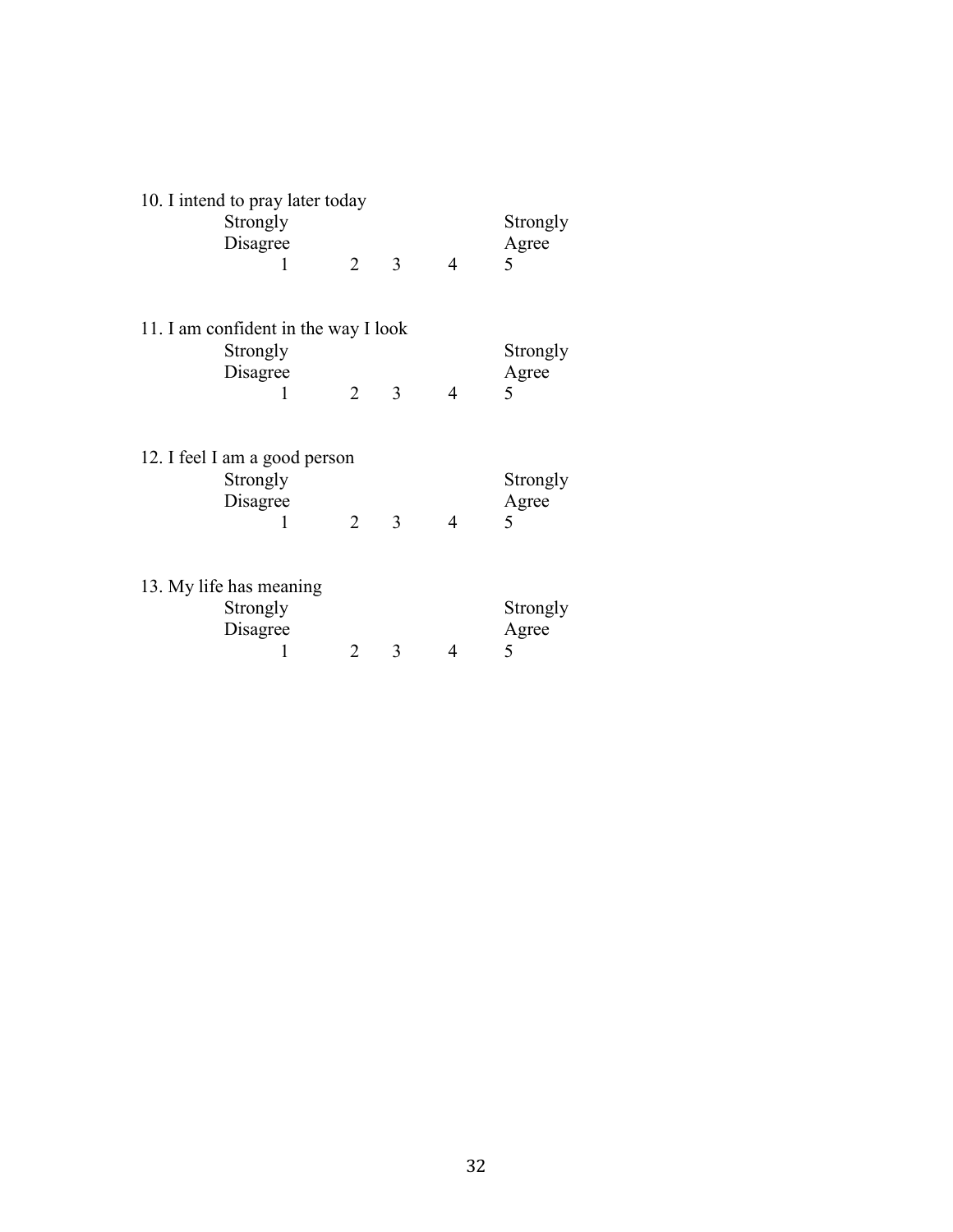10. I intend to pray later today

| Strongly Disagree | | | | Strongly Agree |
|---|---|---|---|---|
| 1 | 2 | 3 | 4 | 5 |

11. I am confident in the way I look

| Strongly Disagree | | | | Strongly Agree |
|---|---|---|---|---|
| 1 | 2 | 3 | 4 | 5 |

12. I feel I am a good person

| Strongly Disagree | | | | Strongly Agree |
|---|---|---|---|---|
| 1 | 2 | 3 | 4 | 5 |

13. My life has meaning

| Strongly Disagree | | | | Strongly Agree |
|---|---|---|---|---|
| 1 | 2 | 3 | 4 | 5 |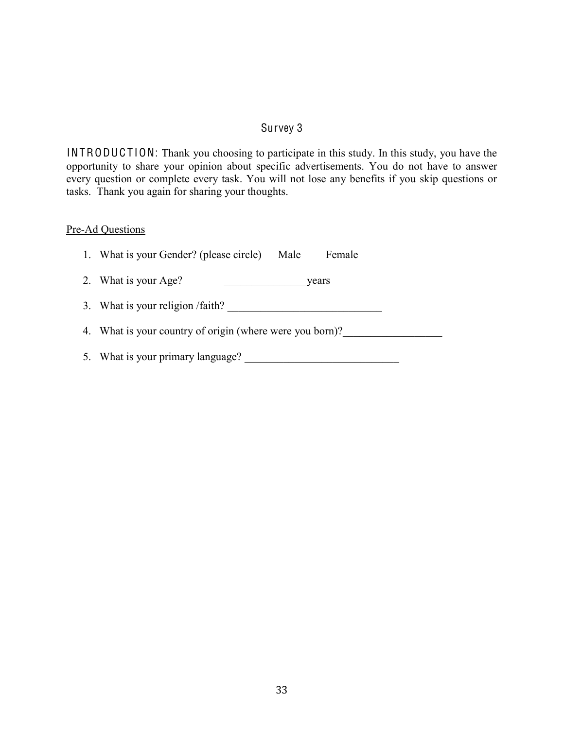## Survey 3

INTRODUCTION: Thank you choosing to participate in this study. In this study, you have the opportunity to share your opinion about specific advertisements. You do not have to answer every question or complete every task. You will not lose any benefits if you skip questions or tasks. Thank you again for sharing your thoughts.

Pre-Ad Questions

1. What is your Gender? (please circle) Male Female
2. What is your Age? _______________years
3. What is your religion /faith? ____________________________
4. What is your country of origin (where were you born)?__________________
5. What is your primary language? ____________________________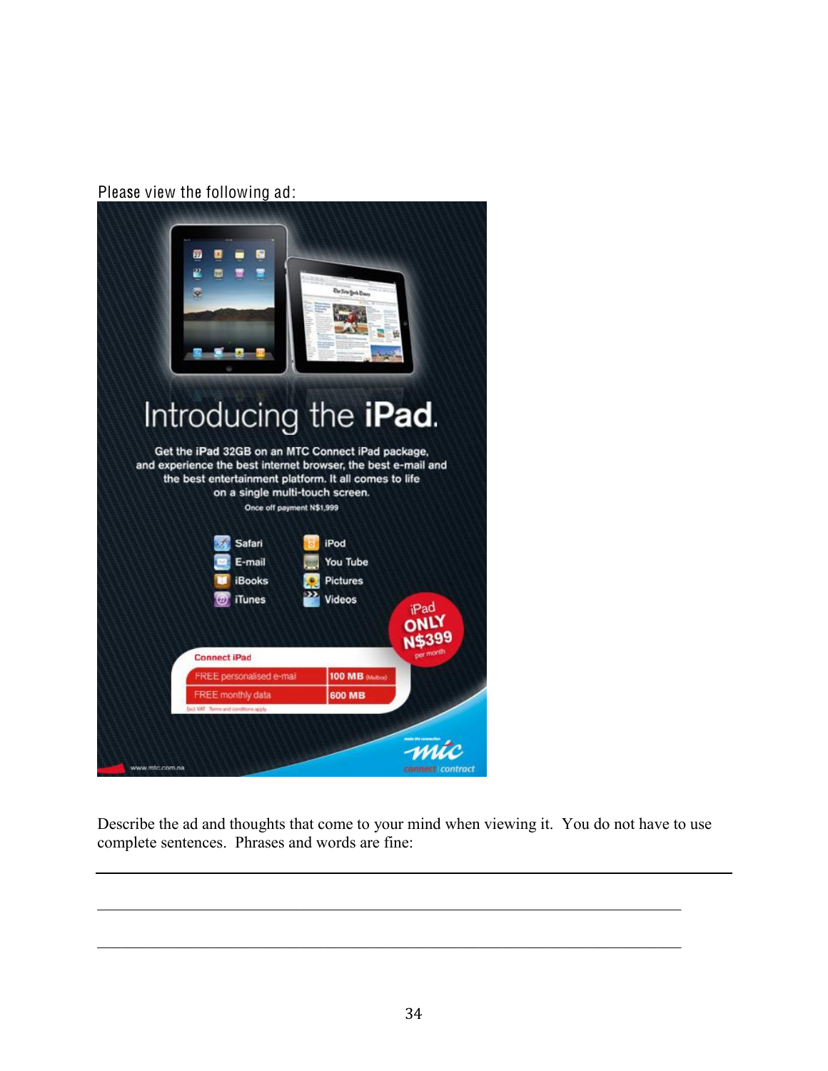Please view the following ad:

Introducing the **iPad**.

Get the iPad 32GB on an MTC Connect iPad package, and experience the best internet browser, the best e-mail and the best entertainment platform. It all comes to life on a single multi-touch screen.

Once off payment N$1,999

- Safari
- E-mail
- iBooks
- iTunes
- iPod
- You Tube
- Pictures
- Videos

iPad ONLY N$399 per month

| Connect iPad | |
|---|---|
| FREE personalised e-mai | 100 MB (Mailbox) |
| FREE monthly data | 600 MB |

Excl VAT Terms and conditions apply

www.mtc.com.na

mtc connect contract

Describe the ad and thoughts that come to your mind when viewing it. You do not have to use complete sentences. Phrases and words are fine:

_______________________________________________________________________

_______________________________________________________________________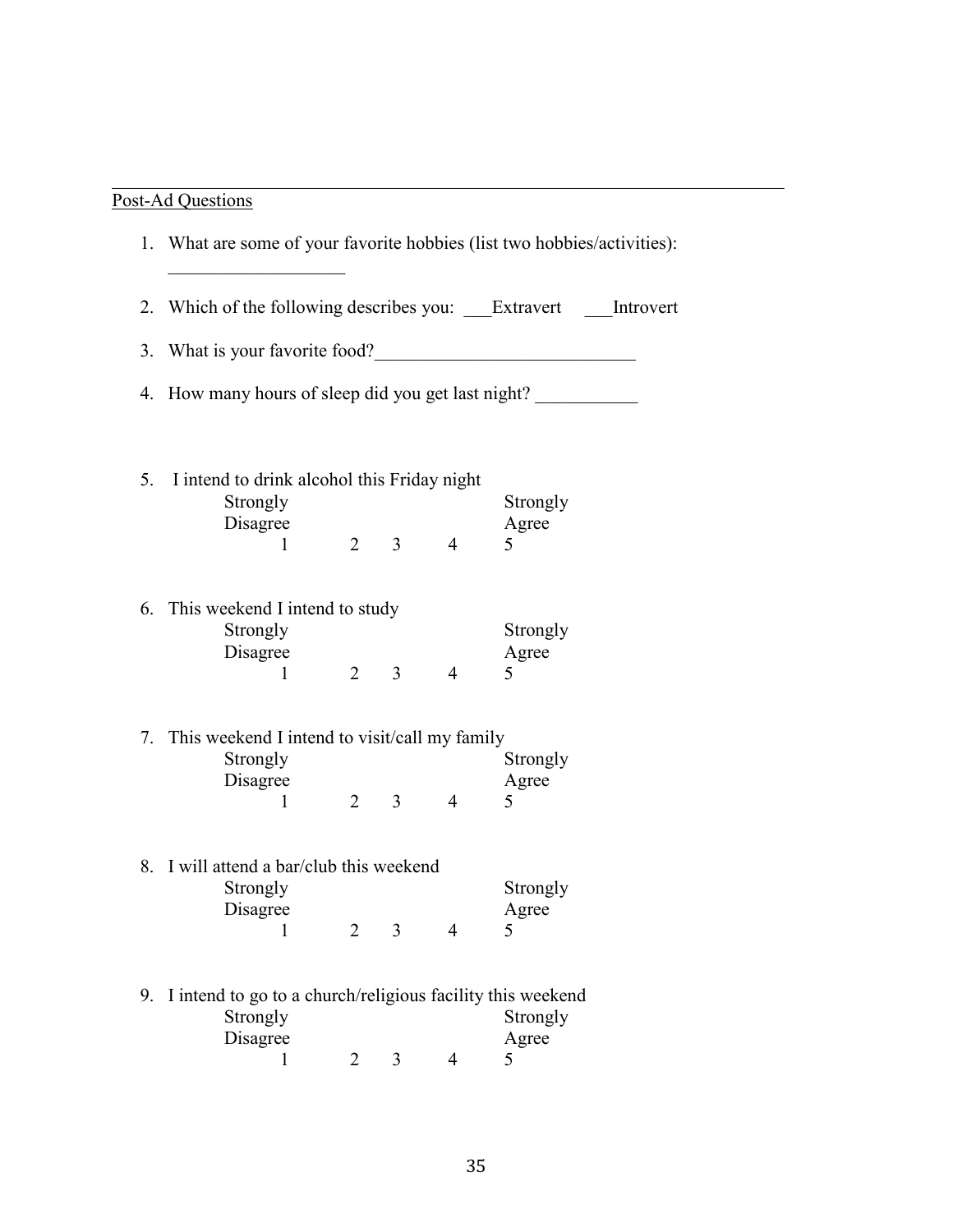---

Post-Ad Questions

1. What are some of your favorite hobbies (list two hobbies/activities): ___________________

2. Which of the following describes you: ___Extravert ___Introvert

3. What is your favorite food?____________________________

4. How many hours of sleep did you get last night? ___________

5. I intend to drink alcohol this Friday night

| Strongly Disagree | | | | Strongly Agree |
|---|---|---|---|---|
| 1 | 2 | 3 | 4 | 5 |

6. This weekend I intend to study

| Strongly Disagree | | | | Strongly Agree |
|---|---|---|---|---|
| 1 | 2 | 3 | 4 | 5 |

7. This weekend I intend to visit/call my family

| Strongly Disagree | | | | Strongly Agree |
|---|---|---|---|---|
| 1 | 2 | 3 | 4 | 5 |

8. I will attend a bar/club this weekend

| Strongly Disagree | | | | Strongly Agree |
|---|---|---|---|---|
| 1 | 2 | 3 | 4 | 5 |

9. I intend to go to a church/religious facility this weekend

| Strongly Disagree | | | | Strongly Agree |
|---|---|---|---|---|
| 1 | 2 | 3 | 4 | 5 |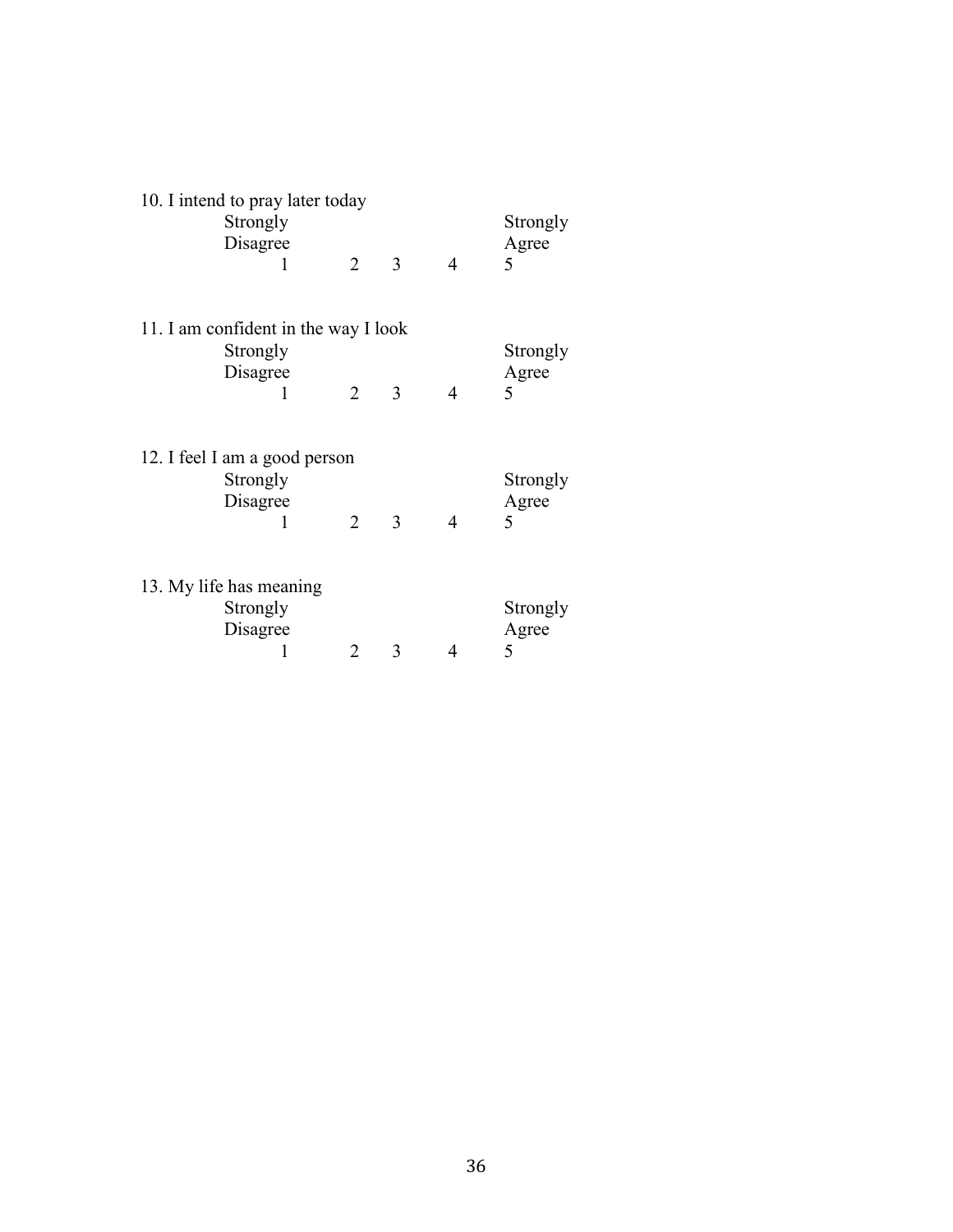10. I intend to pray later today

| Strongly Disagree | | | | Strongly Agree |
|---|---|---|---|---|
| 1 | 2 | 3 | 4 | 5 |

11. I am confident in the way I look

| Strongly Disagree | | | | Strongly Agree |
|---|---|---|---|---|
| 1 | 2 | 3 | 4 | 5 |

12. I feel I am a good person

| Strongly Disagree | | | | Strongly Agree |
|---|---|---|---|---|
| 1 | 2 | 3 | 4 | 5 |

13. My life has meaning

| Strongly Disagree | | | | Strongly Agree |
|---|---|---|---|---|
| 1 | 2 | 3 | 4 | 5 |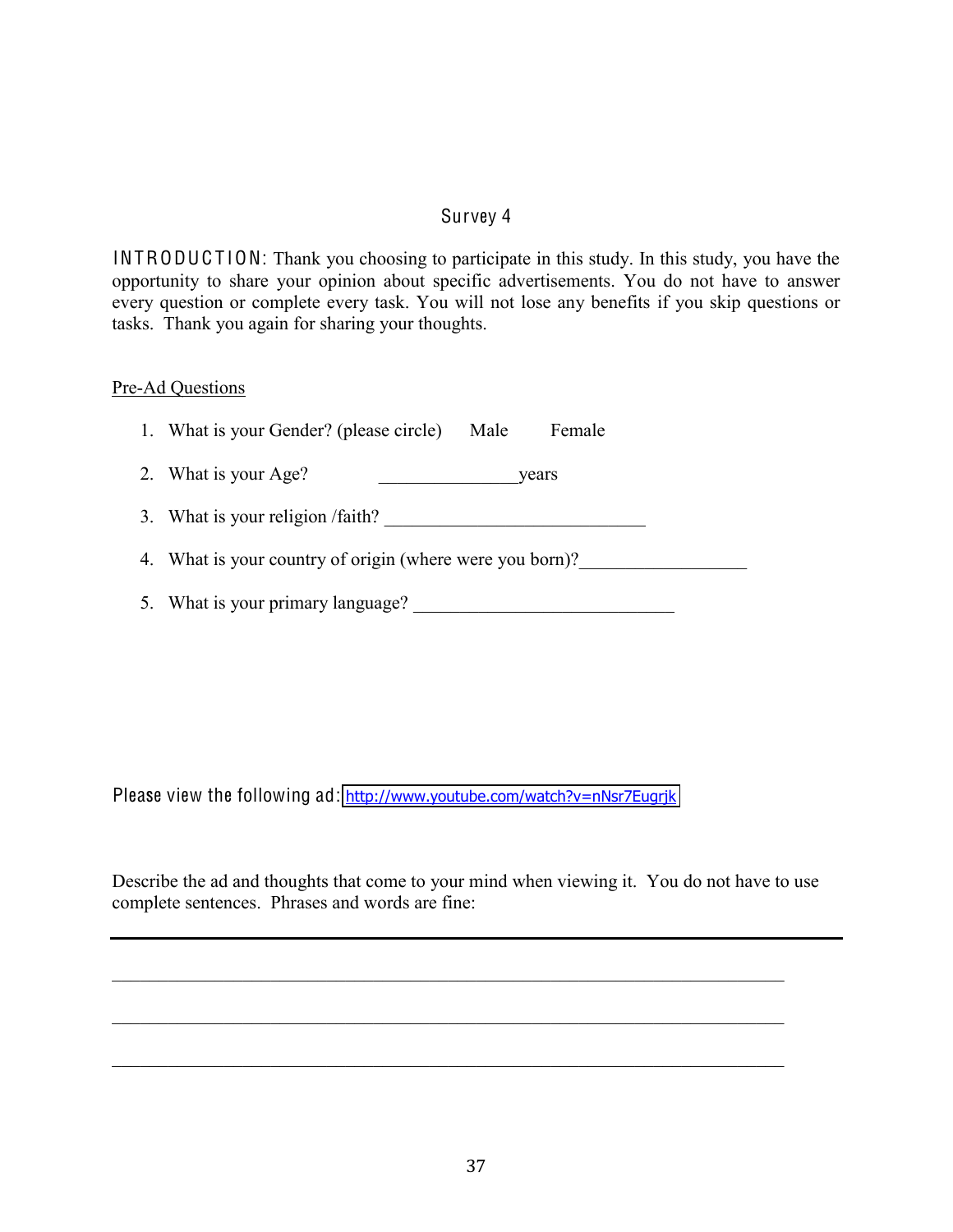## Survey 4

INTRODUCTION: Thank you choosing to participate in this study. In this study, you have the opportunity to share your opinion about specific advertisements. You do not have to answer every question or complete every task. You will not lose any benefits if you skip questions or tasks. Thank you again for sharing your thoughts.

Pre-Ad Questions

1. What is your Gender? (please circle)    Male    Female
2. What is your Age?    _______________years
3. What is your religion /faith? ____________________________
4. What is your country of origin (where were you born)?__________________
5. What is your primary language? ____________________________

Please view the following ad: http://www.youtube.com/watch?v=nNsr7Eugrjk

Describe the ad and thoughts that come to your mind when viewing it. You do not have to use complete sentences. Phrases and words are fine:

_________________________________________________________________________

_________________________________________________________________________

_________________________________________________________________________

_________________________________________________________________________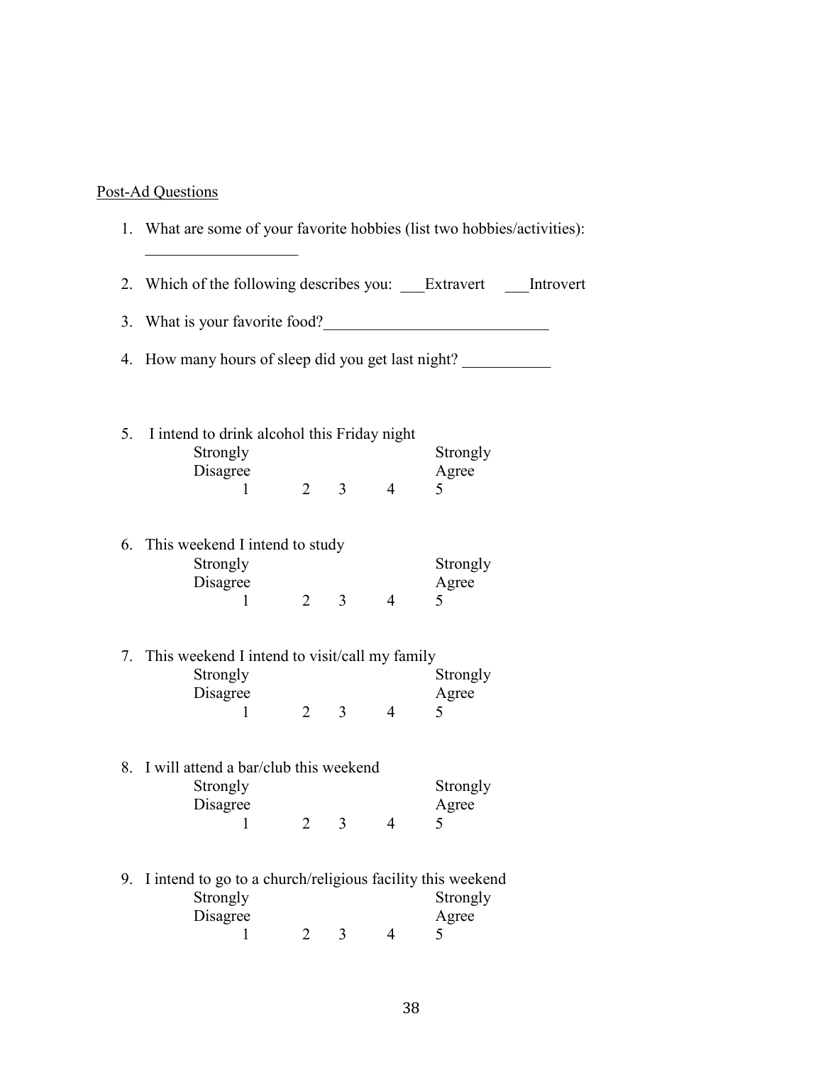Post-Ad Questions

1. What are some of your favorite hobbies (list two hobbies/activities): ___________________

2. Which of the following describes you: ___Extravert ___Introvert

3. What is your favorite food?___________________________

4. How many hours of sleep did you get last night? ___________

5. I intend to drink alcohol this Friday night

   Strongly Disagree 1 2 3 4 5 Strongly Agree

6. This weekend I intend to study

   Strongly Disagree 1 2 3 4 5 Strongly Agree

7. This weekend I intend to visit/call my family

   Strongly Disagree 1 2 3 4 5 Strongly Agree

8. I will attend a bar/club this weekend

   Strongly Disagree 1 2 3 4 5 Strongly Agree

9. I intend to go to a church/religious facility this weekend

   Strongly Disagree 1 2 3 4 5 Strongly Agree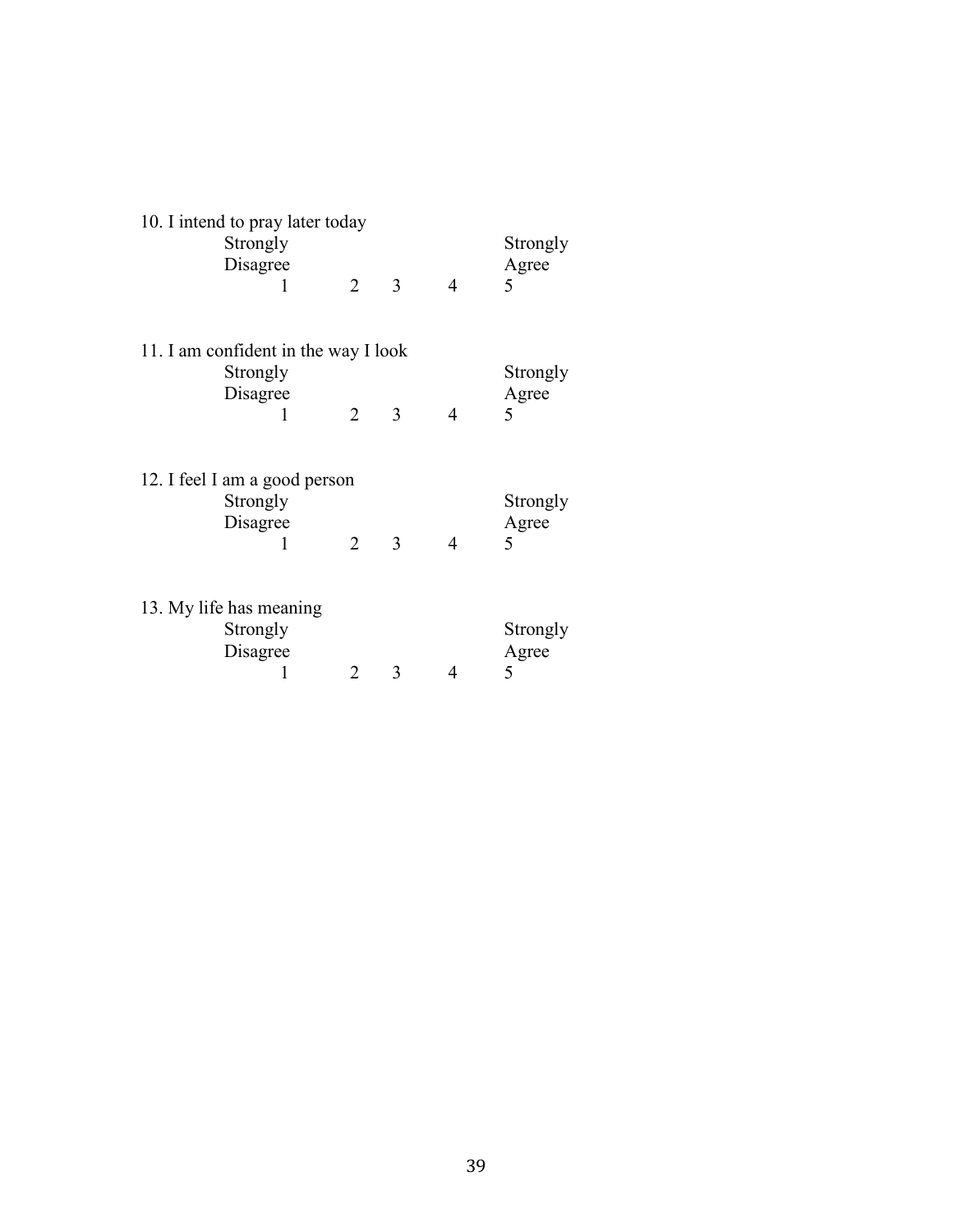10. I intend to pray later today

| Strongly Disagree | | | | Strongly Agree |
|---|---|---|---|---|
| 1 | 2 | 3 | 4 | 5 |

11. I am confident in the way I look

| Strongly Disagree | | | | Strongly Agree |
|---|---|---|---|---|
| 1 | 2 | 3 | 4 | 5 |

12. I feel I am a good person

| Strongly Disagree | | | | Strongly Agree |
|---|---|---|---|---|
| 1 | 2 | 3 | 4 | 5 |

13. My life has meaning

| Strongly Disagree | | | | Strongly Agree |
|---|---|---|---|---|
| 1 | 2 | 3 | 4 | 5 |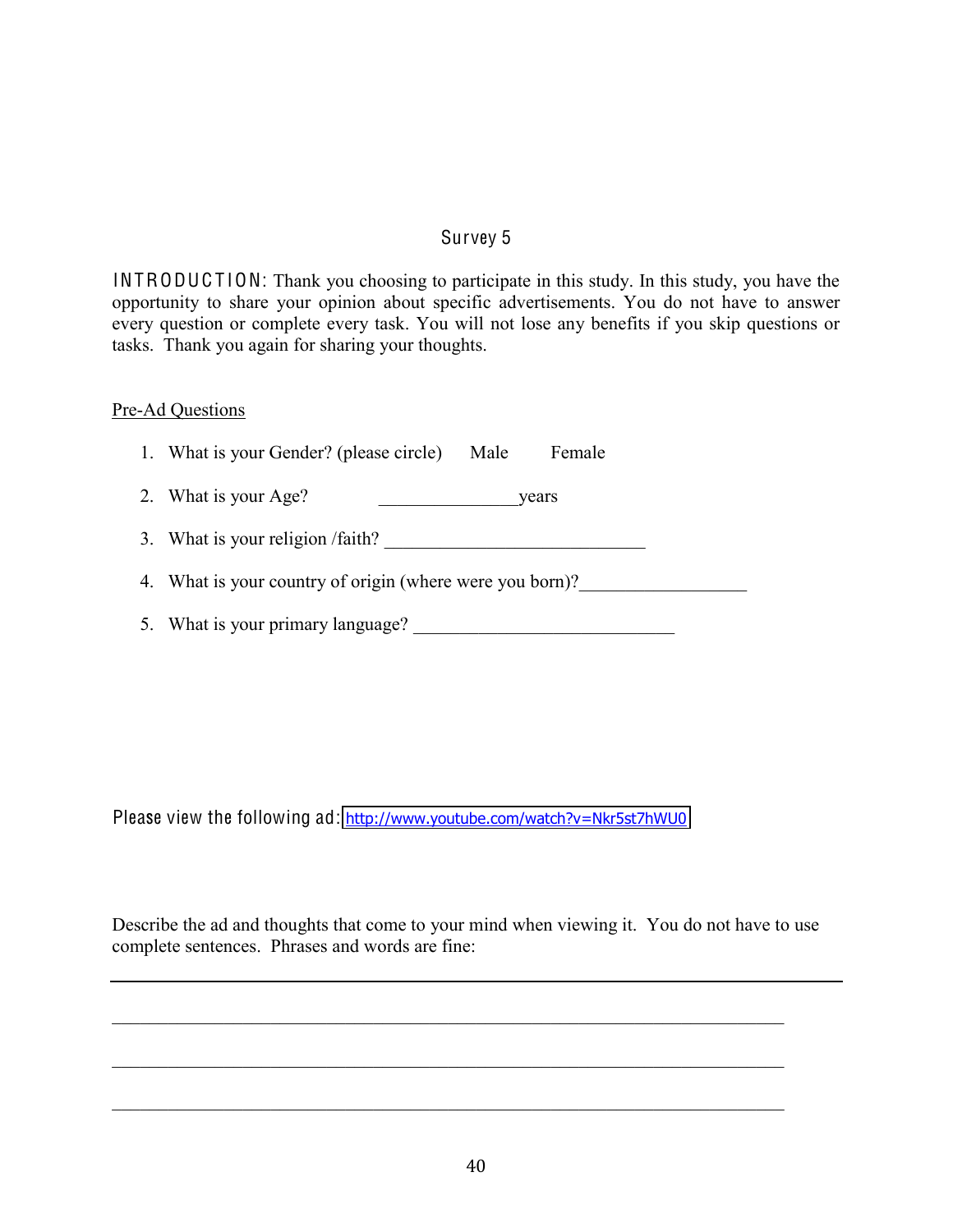## Survey 5

INTRODUCTION: Thank you choosing to participate in this study. In this study, you have the opportunity to share your opinion about specific advertisements. You do not have to answer every question or complete every task. You will not lose any benefits if you skip questions or tasks. Thank you again for sharing your thoughts.

Pre-Ad Questions

1. What is your Gender? (please circle) Male Female
2. What is your Age? _______________years
3. What is your religion /faith? ____________________________
4. What is your country of origin (where were you born)?_________________
5. What is your primary language? ____________________________

Please view the following ad: http://www.youtube.com/watch?v=Nkr5st7hWU0

Describe the ad and thoughts that come to your mind when viewing it. You do not have to use complete sentences. Phrases and words are fine:

---

________________________________________________________________________

________________________________________________________________________

________________________________________________________________________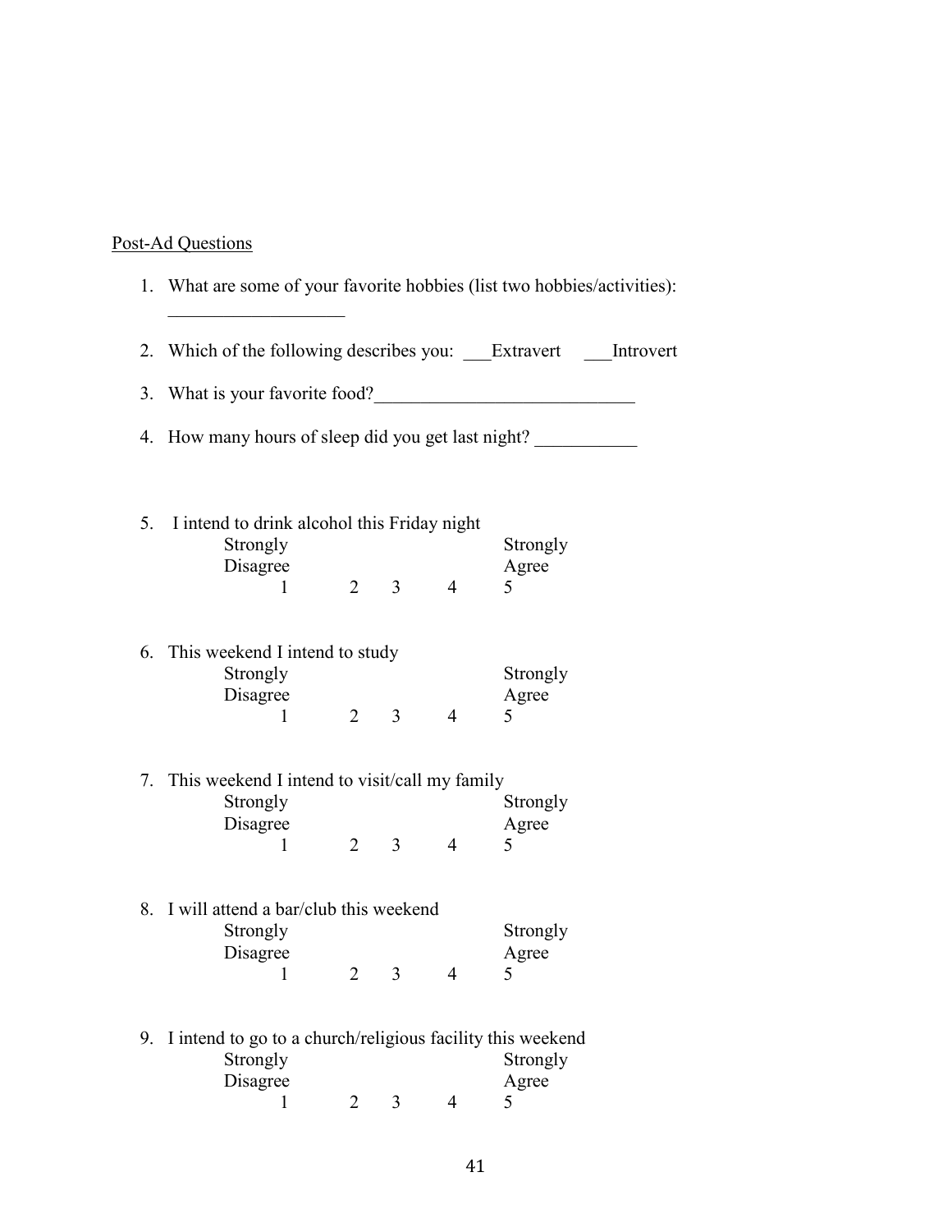Post-Ad Questions

1. What are some of your favorite hobbies (list two hobbies/activities): ___________________

2. Which of the following describes you: ___Extravert ___Introvert

3. What is your favorite food?____________________________

4. How many hours of sleep did you get last night? ___________

5. I intend to drink alcohol this Friday night

   Strongly Disagree 1 2 3 4 5 Strongly Agree

6. This weekend I intend to study

   Strongly Disagree 1 2 3 4 5 Strongly Agree

7. This weekend I intend to visit/call my family

   Strongly Disagree 1 2 3 4 5 Strongly Agree

8. I will attend a bar/club this weekend

   Strongly Disagree 1 2 3 4 5 Strongly Agree

9. I intend to go to a church/religious facility this weekend

   Strongly Disagree 1 2 3 4 5 Strongly Agree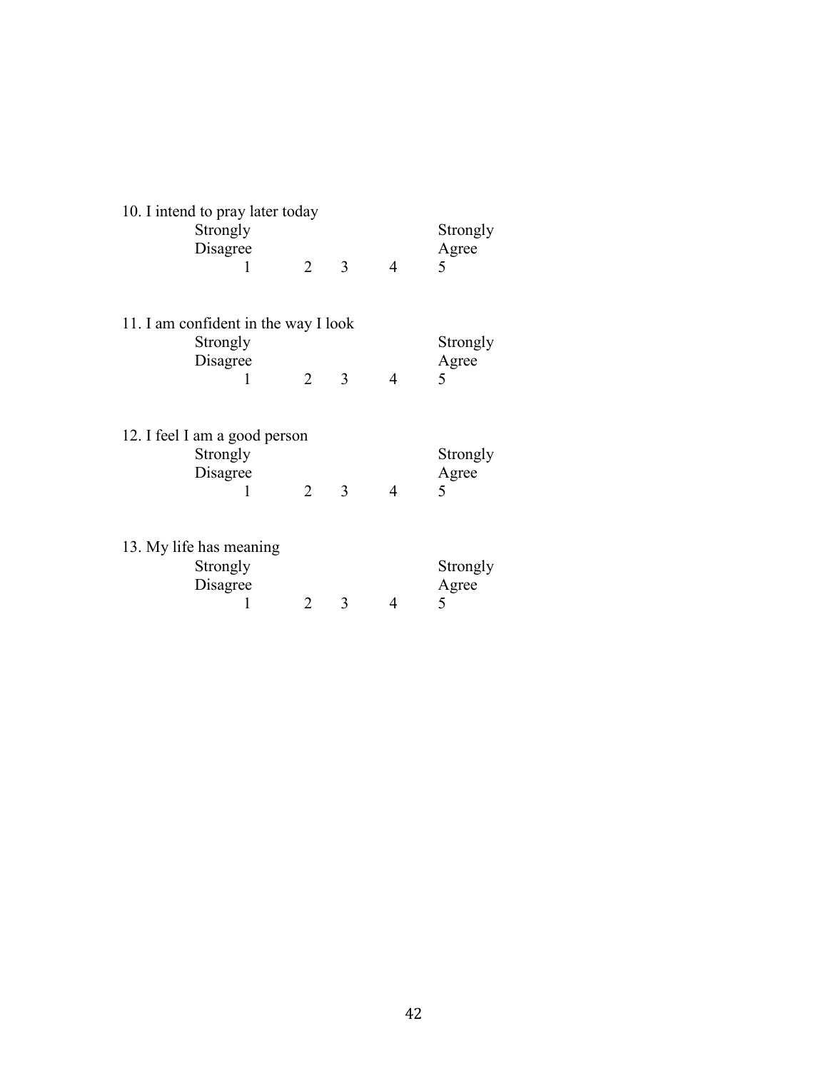10. I intend to pray later today

| Strongly Disagree | | | | Strongly Agree |
|---|---|---|---|---|
| 1 | 2 | 3 | 4 | 5 |

11. I am confident in the way I look

| Strongly Disagree | | | | Strongly Agree |
|---|---|---|---|---|
| 1 | 2 | 3 | 4 | 5 |

12. I feel I am a good person

| Strongly Disagree | | | | Strongly Agree |
|---|---|---|---|---|
| 1 | 2 | 3 | 4 | 5 |

13. My life has meaning

| Strongly Disagree | | | | Strongly Agree |
|---|---|---|---|---|
| 1 | 2 | 3 | 4 | 5 |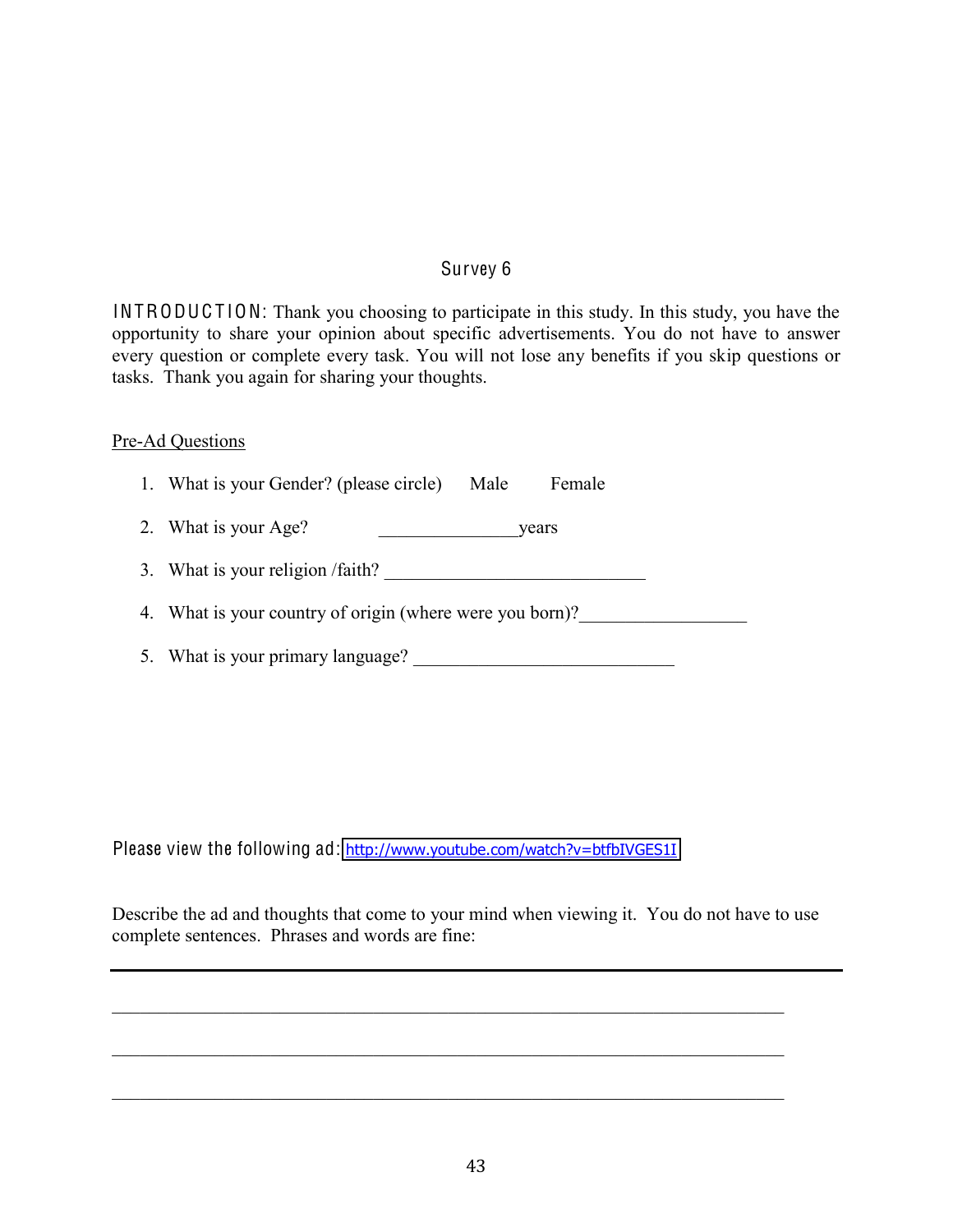# Survey 6

**INTRODUCTION:** Thank you choosing to participate in this study. In this study, you have the opportunity to share your opinion about specific advertisements. You do not have to answer every question or complete every task. You will not lose any benefits if you skip questions or tasks. Thank you again for sharing your thoughts.

<u>Pre-Ad Questions</u>

1. What is your Gender? (please circle) Male Female
2. What is your Age? _______________years
3. What is your religion /faith? ____________________________
4. What is your country of origin (where were you born)?_________________
5. What is your primary language? ____________________________

Please view the following ad: http://www.youtube.com/watch?v=btfbIVGES1I

Describe the ad and thoughts that come to your mind when viewing it. You do not have to use complete sentences. Phrases and words are fine:

___________________________________________________________________________

___________________________________________________________________________

___________________________________________________________________________

___________________________________________________________________________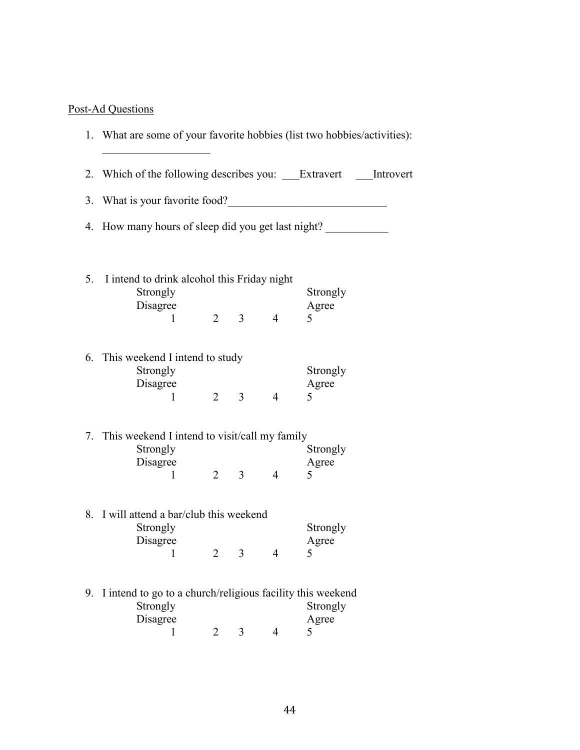Post-Ad Questions

1. What are some of your favorite hobbies (list two hobbies/activities): ___________________

2. Which of the following describes you: ___Extravert ___Introvert

3. What is your favorite food?____________________________

4. How many hours of sleep did you get last night? ___________

5. I intend to drink alcohol this Friday night

| Strongly Disagree | | | | Strongly Agree |
|---|---|---|---|---|
| 1 | 2 | 3 | 4 | 5 |

6. This weekend I intend to study

| Strongly Disagree | | | | Strongly Agree |
|---|---|---|---|---|
| 1 | 2 | 3 | 4 | 5 |

7. This weekend I intend to visit/call my family

| Strongly Disagree | | | | Strongly Agree |
|---|---|---|---|---|
| 1 | 2 | 3 | 4 | 5 |

8. I will attend a bar/club this weekend

| Strongly Disagree | | | | Strongly Agree |
|---|---|---|---|---|
| 1 | 2 | 3 | 4 | 5 |

9. I intend to go to a church/religious facility this weekend

| Strongly Disagree | | | | Strongly Agree |
|---|---|---|---|---|
| 1 | 2 | 3 | 4 | 5 |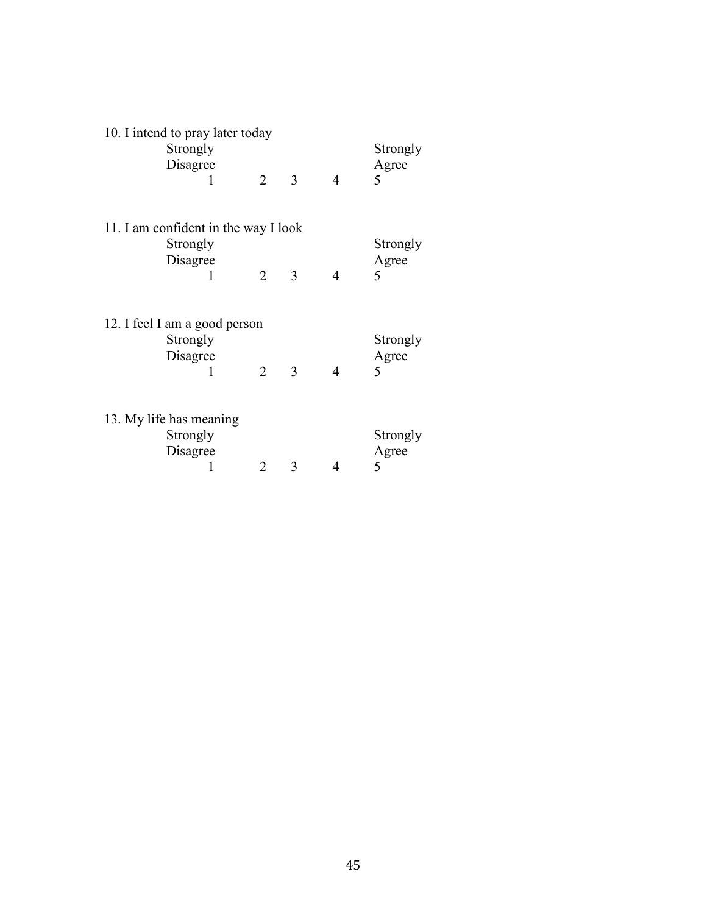10. I intend to pray later today

| Strongly Disagree | | | | Strongly Agree |
|---|---|---|---|---|
| 1 | 2 | 3 | 4 | 5 |

11. I am confident in the way I look

| Strongly Disagree | | | | Strongly Agree |
|---|---|---|---|---|
| 1 | 2 | 3 | 4 | 5 |

12. I feel I am a good person

| Strongly Disagree | | | | Strongly Agree |
|---|---|---|---|---|
| 1 | 2 | 3 | 4 | 5 |

13. My life has meaning

| Strongly Disagree | | | | Strongly Agree |
|---|---|---|---|---|
| 1 | 2 | 3 | 4 | 5 |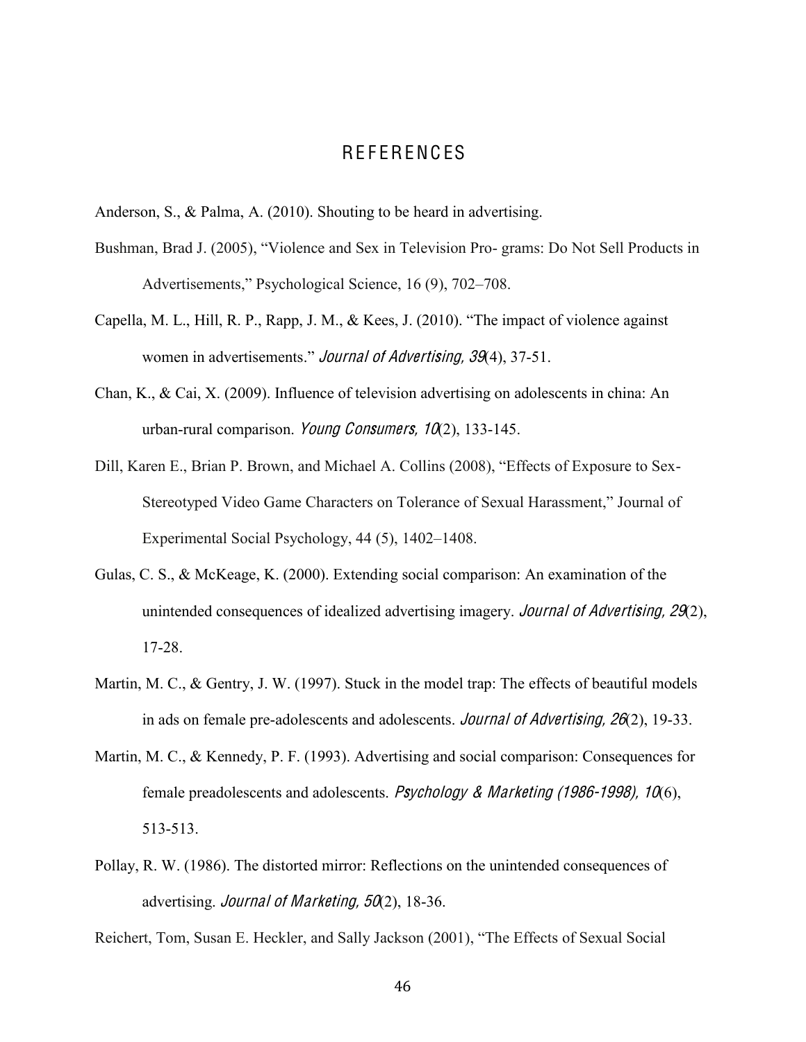# REFERENCES

Anderson, S., & Palma, A. (2010). Shouting to be heard in advertising.

Bushman, Brad J. (2005), "Violence and Sex in Television Pro- grams: Do Not Sell Products in Advertisements," Psychological Science, 16 (9), 702–708.

Capella, M. L., Hill, R. P., Rapp, J. M., & Kees, J. (2010). "The impact of violence against women in advertisements." *Journal of Advertising, 39*(4), 37-51.

Chan, K., & Cai, X. (2009). Influence of television advertising on adolescents in china: An urban-rural comparison. *Young Consumers, 10*(2), 133-145.

Dill, Karen E., Brian P. Brown, and Michael A. Collins (2008), "Effects of Exposure to Sex-Stereotyped Video Game Characters on Tolerance of Sexual Harassment," Journal of Experimental Social Psychology, 44 (5), 1402–1408.

Gulas, C. S., & McKeage, K. (2000). Extending social comparison: An examination of the unintended consequences of idealized advertising imagery. *Journal of Advertising, 29*(2), 17-28.

Martin, M. C., & Gentry, J. W. (1997). Stuck in the model trap: The effects of beautiful models in ads on female pre-adolescents and adolescents. *Journal of Advertising, 26*(2), 19-33.

Martin, M. C., & Kennedy, P. F. (1993). Advertising and social comparison: Consequences for female preadolescents and adolescents. *Psychology & Marketing (1986-1998), 10*(6), 513-513.

Pollay, R. W. (1986). The distorted mirror: Reflections on the unintended consequences of advertising. *Journal of Marketing, 50*(2), 18-36.

Reichert, Tom, Susan E. Heckler, and Sally Jackson (2001), "The Effects of Sexual Social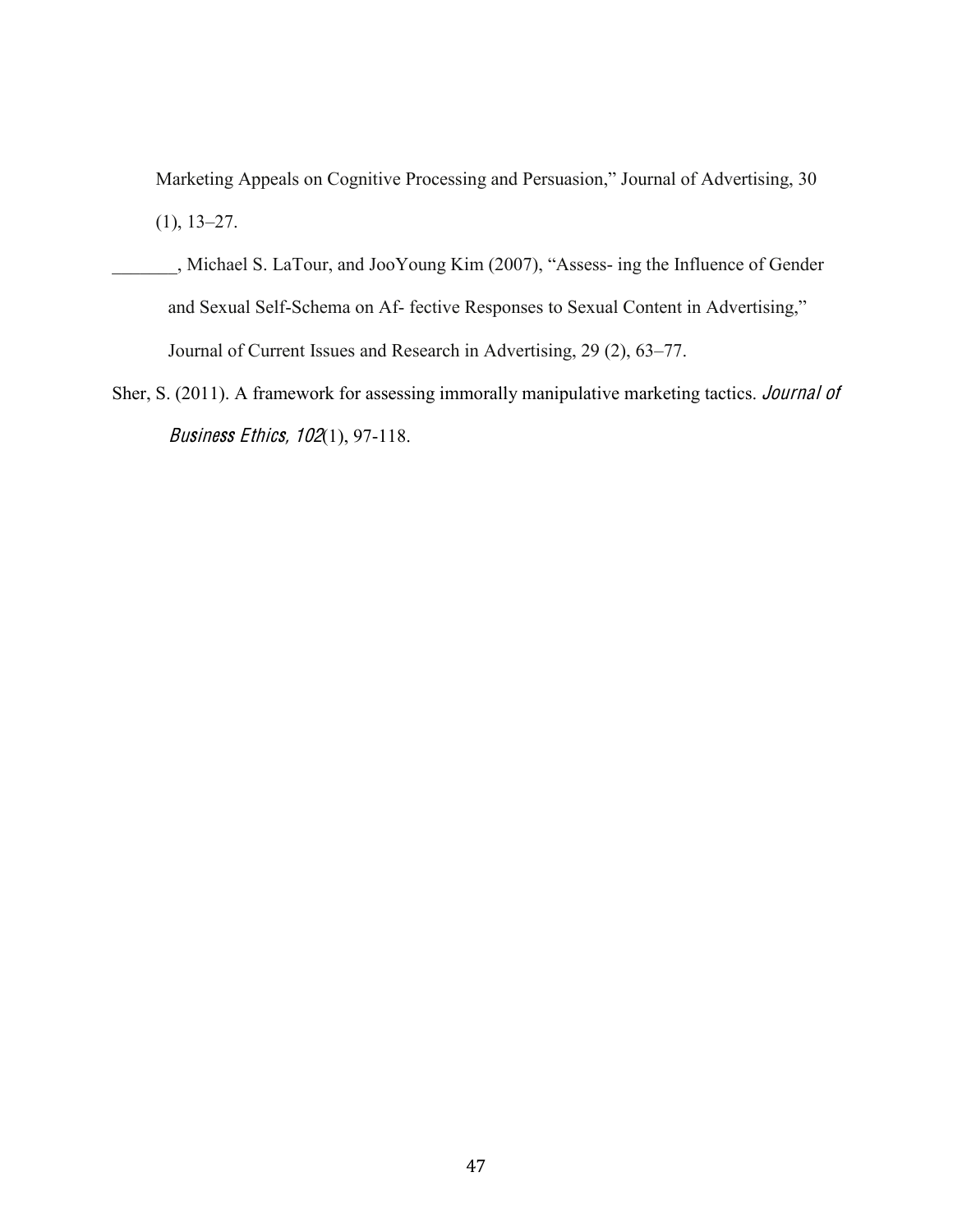Marketing Appeals on Cognitive Processing and Persuasion," Journal of Advertising, 30 (1), 13–27.

_______, Michael S. LaTour, and JooYoung Kim (2007), "Assess- ing the Influence of Gender and Sexual Self-Schema on Af- fective Responses to Sexual Content in Advertising," Journal of Current Issues and Research in Advertising, 29 (2), 63–77.

Sher, S. (2011). A framework for assessing immorally manipulative marketing tactics. *Journal of Business Ethics, 102*(1), 97-118.